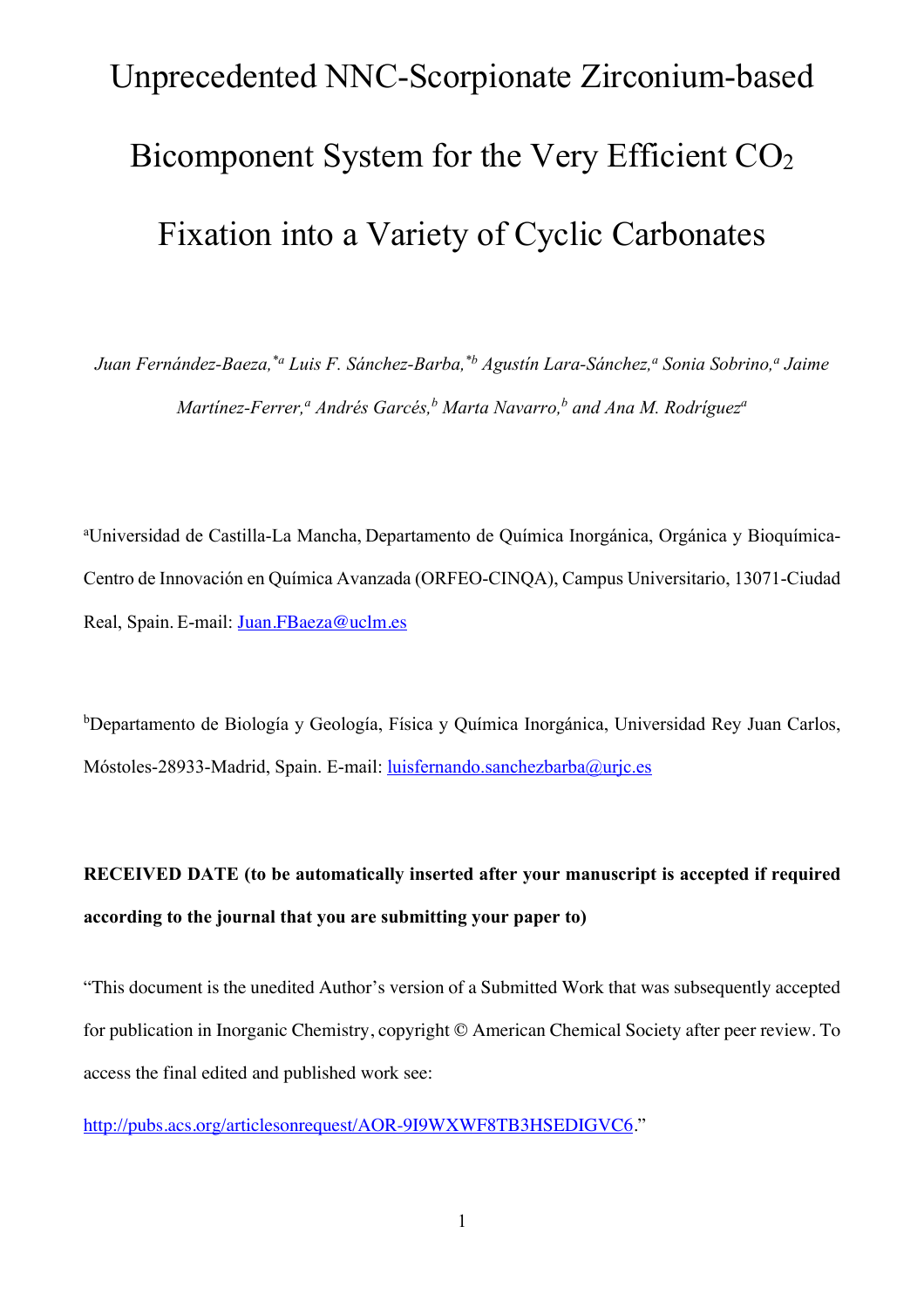# Unprecedented NNC-Scorpionate Zirconium-based Bicomponent System for the Very Efficient $CO_2$ Fixation into a Variety of Cyclic Carbonates

*Juan Fernández-Baeza,*[a] Luis F. Sánchez-Barba,*[b] Agustín Lara-Sánchez,[a] Sonia Sobrino,[a] Jaime Martínez-Ferrer,[a] Andrés Garcés,[b] Marta Navarro,[b] and Ana M. Rodríguez[a]*

[a]Universidad de Castilla-La Mancha, Departamento de Química Inorgánica, Orgánica y Bioquímica-Centro de Innovación en Química Avanzada (ORFEO-CINQA), Campus Universitario, 13071-Ciudad Real, Spain. E-mail: Juan.FBaeza@uclm.es

[b]Departamento de Biología y Geología, Física y Química Inorgánica, Universidad Rey Juan Carlos, Móstoles-28933-Madrid, Spain. E-mail: luisfernando.sanchezbarba@urjc.es

**RECEIVED DATE (to be automatically inserted after your manuscript is accepted if required according to the journal that you are submitting your paper to)**

"This document is the unedited Author's version of a Submitted Work that was subsequently accepted for publication in Inorganic Chemistry, copyright © American Chemical Society after peer review. To access the final edited and published work see:

http://pubs.acs.org/articlesonrequest/AOR-9I9WXWF8TB3HSEDIGVC6."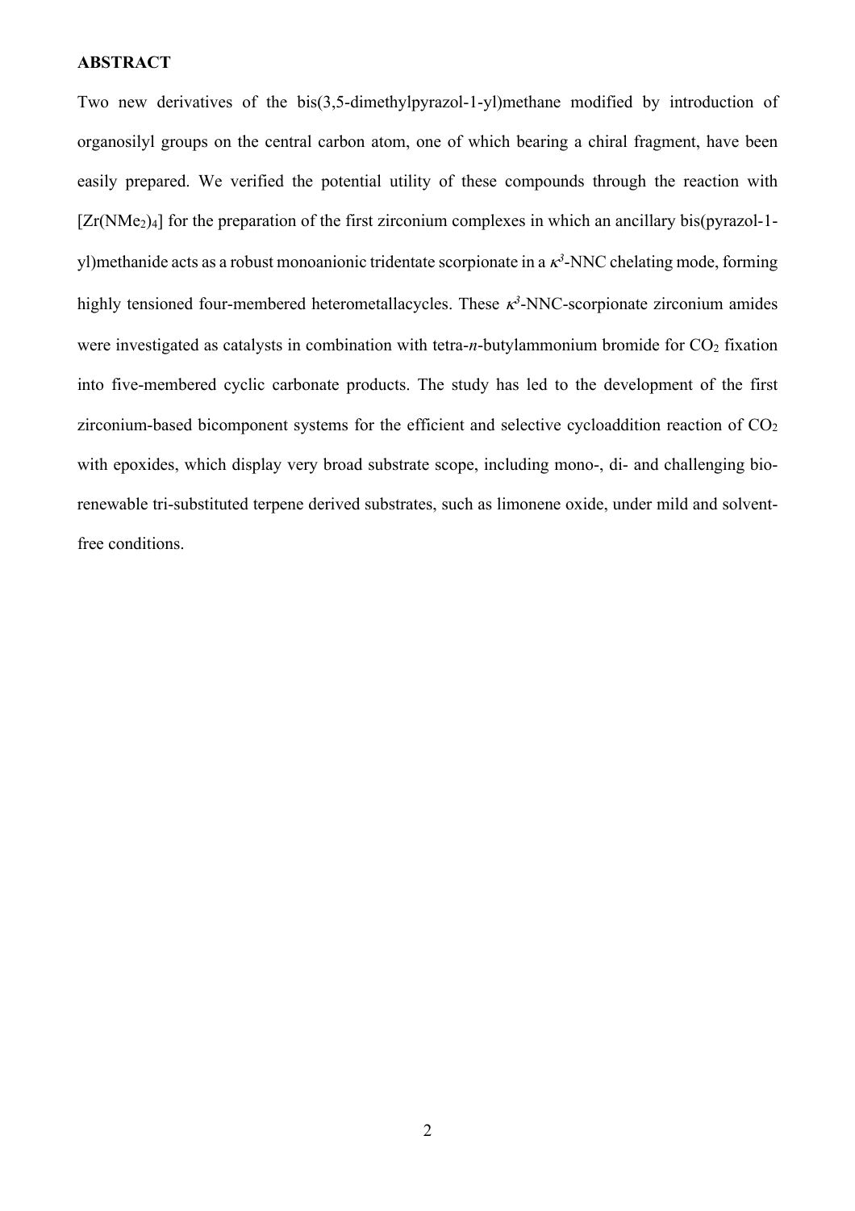## ABSTRACT

Two new derivatives of the bis(3,5-dimethylpyrazol-1-yl)methane modified by introduction of organosilyl groups on the central carbon atom, one of which bearing a chiral fragment, have been easily prepared. We verified the potential utility of these compounds through the reaction with $[Zr(NMe_2)_4]$ for the preparation of the first zirconium complexes in which an ancillary bis(pyrazol-1-yl)methanide acts as a robust monoanionic tridentate scorpionate in a $\kappa^3$-NNC chelating mode, forming highly tensioned four-membered heterometallacycles. These $\kappa^3$-NNC-scorpionate zirconium amides were investigated as catalysts in combination with tetra-*n*-butylammonium bromide for $CO_2$ fixation into five-membered cyclic carbonate products. The study has led to the development of the first zirconium-based bicomponent systems for the efficient and selective cycloaddition reaction of $CO_2$ with epoxides, which display very broad substrate scope, including mono-, di- and challenging bio-renewable tri-substituted terpene derived substrates, such as limonene oxide, under mild and solvent-free conditions.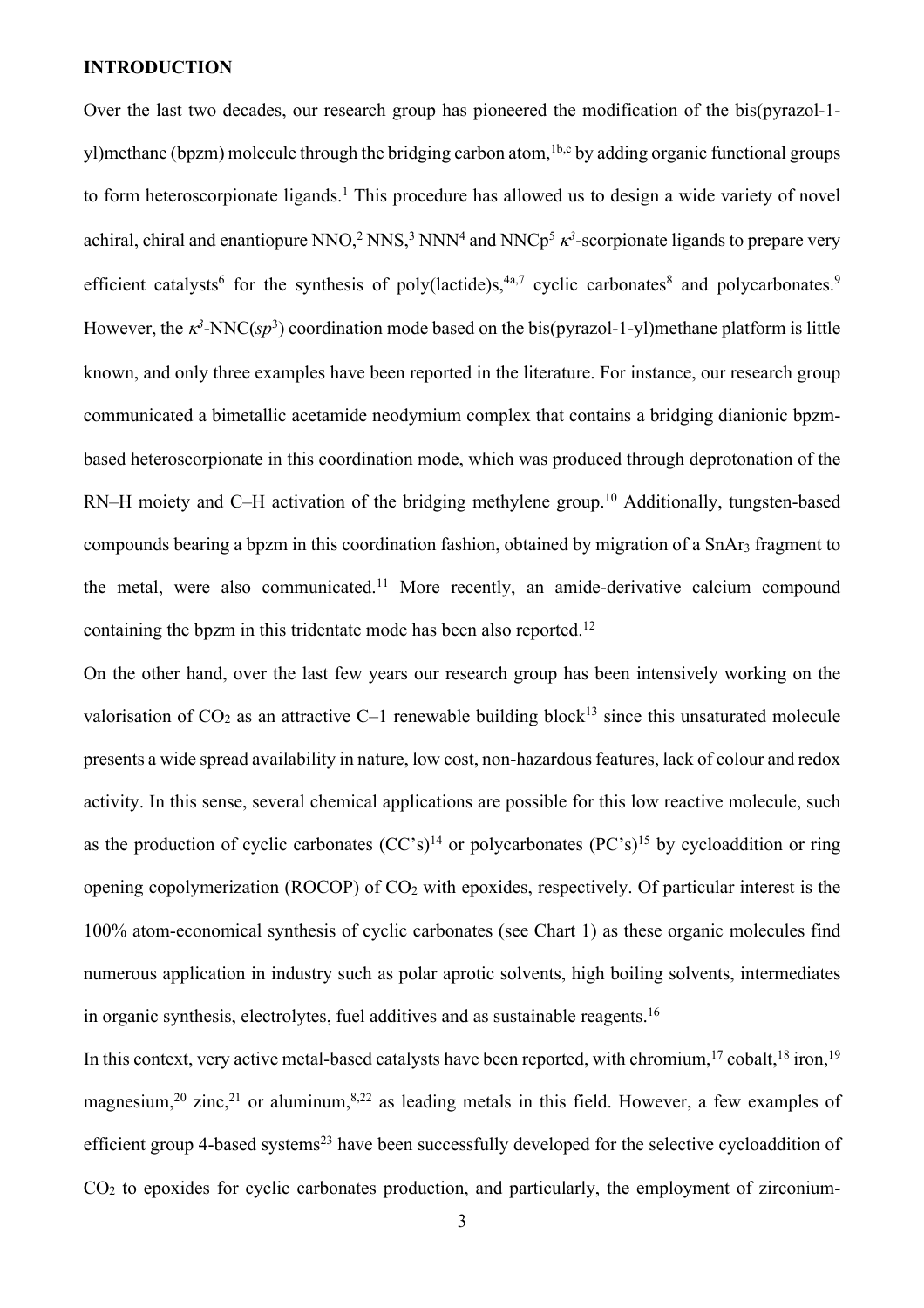## INTRODUCTION

Over the last two decades, our research group has pioneered the modification of the bis(pyrazol-1-yl)methane (bpzm) molecule through the bridging carbon atom,[1b,c] by adding organic functional groups to form heteroscorpionate ligands.[1] This procedure has allowed us to design a wide variety of novel achiral, chiral and enantiopure NNO,[2] NNS,[3] NNN[4] and NNCp[5] $\kappa^3$-scorpionate ligands to prepare very efficient catalysts[6] for the synthesis of poly(lactide)s,[4a,7] cyclic carbonates[8] and polycarbonates.[9] However, the $\kappa^3$-NNC($sp^3$) coordination mode based on the bis(pyrazol-1-yl)methane platform is little known, and only three examples have been reported in the literature. For instance, our research group communicated a bimetallic acetamide neodymium complex that contains a bridging dianionic bpzm-based heteroscorpionate in this coordination mode, which was produced through deprotonation of the RN–H moiety and C–H activation of the bridging methylene group.[10] Additionally, tungsten-based compounds bearing a bpzm in this coordination fashion, obtained by migration of a $SnAr_3$ fragment to the metal, were also communicated.[11] More recently, an amide-derivative calcium compound containing the bpzm in this tridentate mode has been also reported.[12]

On the other hand, over the last few years our research group has been intensively working on the valorisation of $CO_2$ as an attractive C–1 renewable building block[13] since this unsaturated molecule presents a wide spread availability in nature, low cost, non-hazardous features, lack of colour and redox activity. In this sense, several chemical applications are possible for this low reactive molecule, such as the production of cyclic carbonates (CC's)[14] or polycarbonates (PC's)[15] by cycloaddition or ring opening copolymerization (ROCOP) of $CO_2$ with epoxides, respectively. Of particular interest is the 100% atom-economical synthesis of cyclic carbonates (see Chart 1) as these organic molecules find numerous application in industry such as polar aprotic solvents, high boiling solvents, intermediates in organic synthesis, electrolytes, fuel additives and as sustainable reagents.[16]

In this context, very active metal-based catalysts have been reported, with chromium,[17] cobalt,[18] iron,[19] magnesium,[20] zinc,[21] or aluminum,[8,22] as leading metals in this field. However, a few examples of efficient group 4-based systems[23] have been successfully developed for the selective cycloaddition of $CO_2$ to epoxides for cyclic carbonates production, and particularly, the employment of zirconium-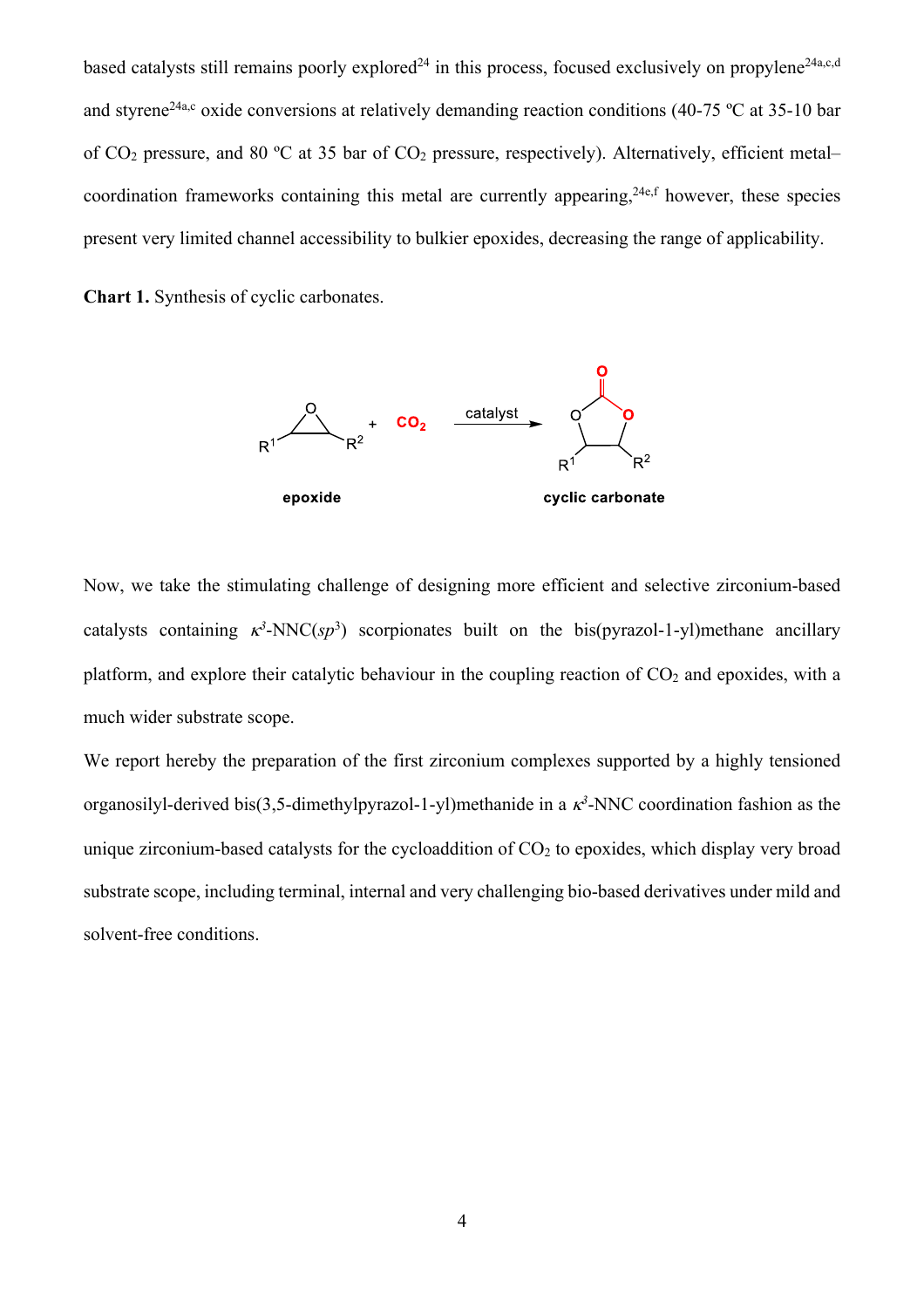based catalysts still remains poorly explored[24] in this process, focused exclusively on propylene[24a,c,d] and styrene[24a,c] oxide conversions at relatively demanding reaction conditions (40-75 ºC at 35-10 bar of $CO_2$ pressure, and 80 ºC at 35 bar of $CO_2$ pressure, respectively). Alternatively, efficient metal–coordination frameworks containing this metal are currently appearing,[24e,f] however, these species present very limited channel accessibility to bulkier epoxides, decreasing the range of applicability.

**Chart 1.** Synthesis of cyclic carbonates.

Now, we take the stimulating challenge of designing more efficient and selective zirconium-based catalysts containing $\kappa^3$-NNC($sp^3$) scorpionates built on the bis(pyrazol-1-yl)methane ancillary platform, and explore their catalytic behaviour in the coupling reaction of $CO_2$ and epoxides, with a much wider substrate scope.

We report hereby the preparation of the first zirconium complexes supported by a highly tensioned organosilyl-derived bis(3,5-dimethylpyrazol-1-yl)methanide in a $\kappa^3$-NNC coordination fashion as the unique zirconium-based catalysts for the cycloaddition of $CO_2$ to epoxides, which display very broad substrate scope, including terminal, internal and very challenging bio-based derivatives under mild and solvent-free conditions.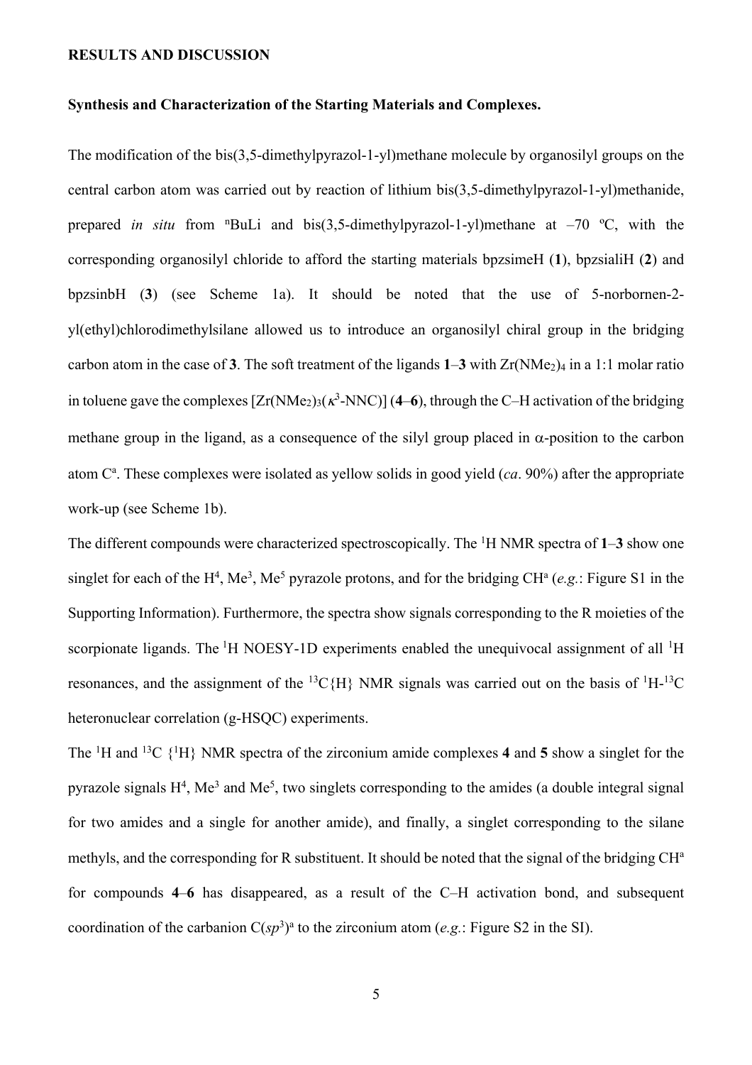# RESULTS AND DISCUSSION

## Synthesis and Characterization of the Starting Materials and Complexes.

The modification of the bis(3,5-dimethylpyrazol-1-yl)methane molecule by organosilyl groups on the central carbon atom was carried out by reaction of lithium bis(3,5-dimethylpyrazol-1-yl)methanide, prepared *in situ* from $^{n}$BuLi and bis(3,5-dimethylpyrazol-1-yl)methane at –70 ºC, with the corresponding organosilyl chloride to afford the starting materials bpzsimeH (**1**), bpzsialiH (**2**) and bpzsinbH (**3**) (see Scheme 1a). It should be noted that the use of 5-norbornen-2-yl(ethyl)chlorodimethylsilane allowed us to introduce an organosilyl chiral group in the bridging carbon atom in the case of **3**. The soft treatment of the ligands **1**–**3** with $Zr(NMe_2)_4$ in a 1:1 molar ratio in toluene gave the complexes $[Zr(NMe_2)_3(\kappa^3\text{-NNC})]$ (**4**–**6**), through the C–H activation of the bridging methane group in the ligand, as a consequence of the silyl group placed in $\alpha$-position to the carbon atom $C^a$. These complexes were isolated as yellow solids in good yield (*ca*. 90%) after the appropriate work-up (see Scheme 1b).

The different compounds were characterized spectroscopically. The $^1$H NMR spectra of **1**–**3** show one singlet for each of the $H^4$, $Me^3$, $Me^5$ pyrazole protons, and for the bridging $CH^a$ (*e.g.*: Figure S1 in the Supporting Information). Furthermore, the spectra show signals corresponding to the R moieties of the scorpionate ligands. The $^1$H NOESY-1D experiments enabled the unequivocal assignment of all $^1$H resonances, and the assignment of the $^{13}$C{H} NMR signals was carried out on the basis of $^1$H-$^{13}$C heteronuclear correlation (g-HSQC) experiments.

The $^1$H and $^{13}$C {$^1$H} NMR spectra of the zirconium amide complexes **4** and **5** show a singlet for the pyrazole signals $H^4$, $Me^3$ and $Me^5$, two singlets corresponding to the amides (a double integral signal for two amides and a single for another amide), and finally, a singlet corresponding to the silane methyls, and the corresponding for R substituent. It should be noted that the signal of the bridging $CH^a$ for compounds **4**–**6** has disappeared, as a result of the C–H activation bond, and subsequent coordination of the carbanion $C(sp^3)^a$ to the zirconium atom (*e.g.*: Figure S2 in the SI).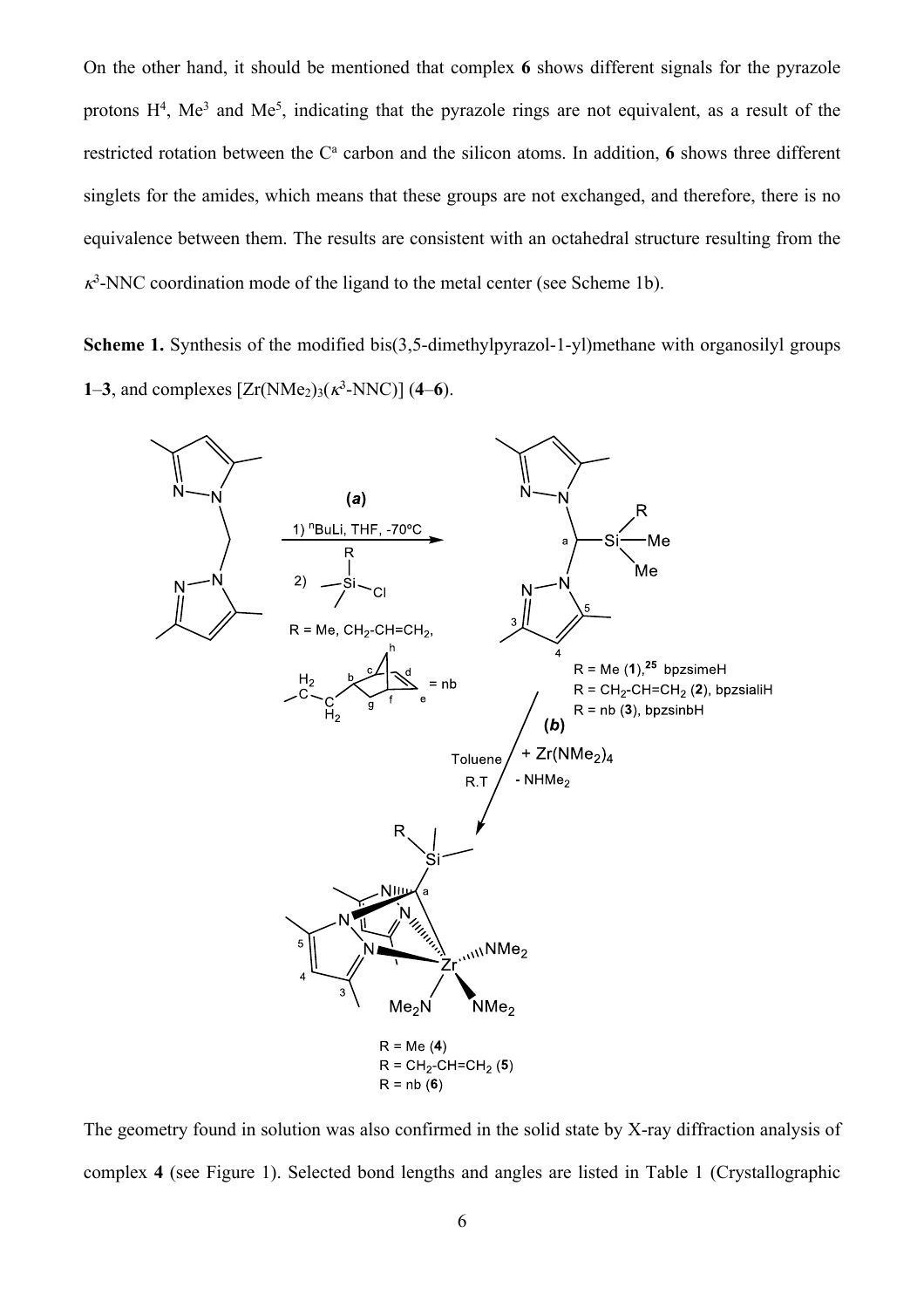On the other hand, it should be mentioned that complex **6** shows different signals for the pyrazole protons $H^4$, $Me^3$ and $Me^5$, indicating that the pyrazole rings are not equivalent, as a result of the restricted rotation between the $C^a$ carbon and the silicon atoms. In addition, **6** shows three different singlets for the amides, which means that these groups are not exchanged, and therefore, there is no equivalence between them. The results are consistent with an octahedral structure resulting from the $\kappa^3$-NNC coordination mode of the ligand to the metal center (see Scheme 1b).

**Scheme 1.** Synthesis of the modified bis(3,5-dimethylpyrazol-1-yl)methane with organosilyl groups **1**–**3**, and complexes $[Zr(NMe_2)_3(\kappa^3\text{-NNC})]$ (**4**–**6**).

The geometry found in solution was also confirmed in the solid state by X-ray diffraction analysis of complex **4** (see Figure 1). Selected bond lengths and angles are listed in Table 1 (Crystallographic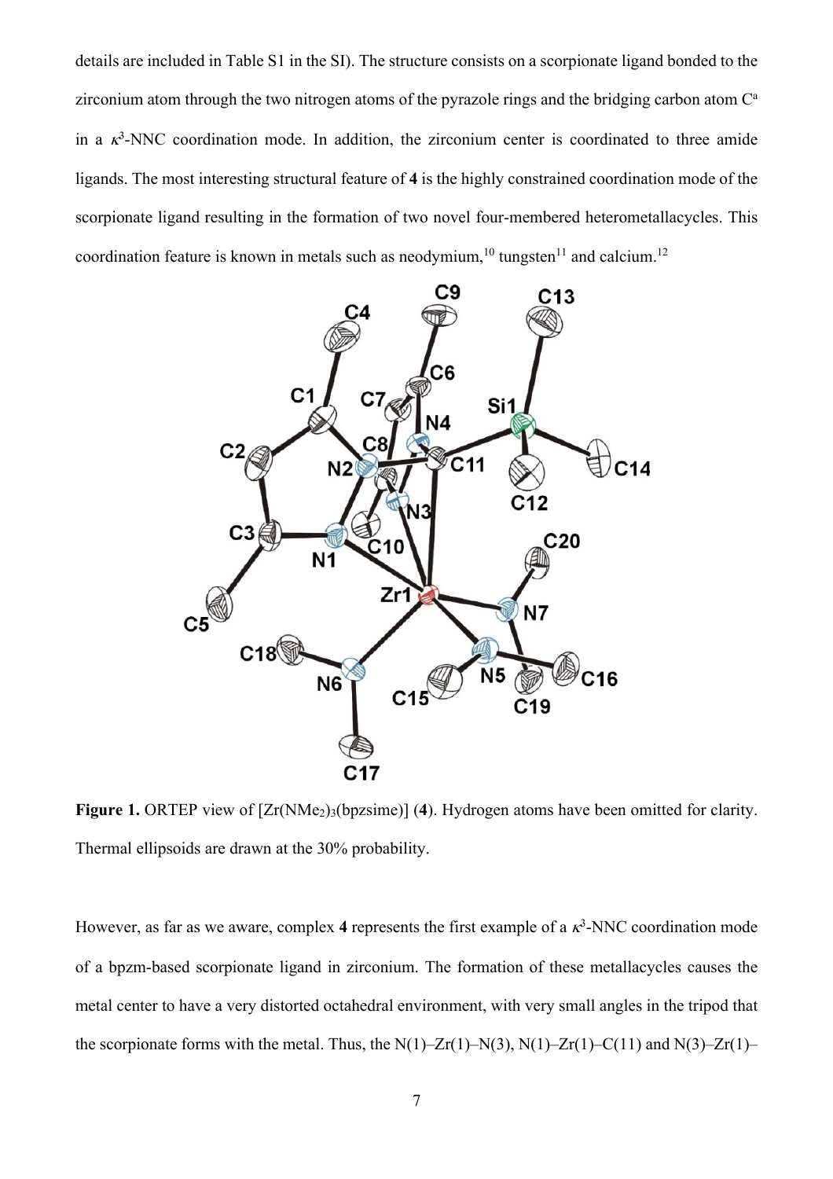details are included in Table S1 in the SI). The structure consists on a scorpionate ligand bonded to the zirconium atom through the two nitrogen atoms of the pyrazole rings and the bridging carbon atom $C^a$ in a $\kappa^3$-NNC coordination mode. In addition, the zirconium center is coordinated to three amide ligands. The most interesting structural feature of **4** is the highly constrained coordination mode of the scorpionate ligand resulting in the formation of two novel four-membered heterometallacycles. This coordination feature is known in metals such as neodymium,[10] tungsten[11] and calcium.[12]

**Figure 1.** ORTEP view of $[Zr(NMe_2)_3(bpzsime)]$ (**4**). Hydrogen atoms have been omitted for clarity. Thermal ellipsoids are drawn at the 30% probability.

However, as far as we aware, complex **4** represents the first example of a $\kappa^3$-NNC coordination mode of a bpzm-based scorpionate ligand in zirconium. The formation of these metallacycles causes the metal center to have a very distorted octahedral environment, with very small angles in the tripod that the scorpionate forms with the metal. Thus, the N(1)–Zr(1)–N(3), N(1)–Zr(1)–C(11) and N(3)–Zr(1)–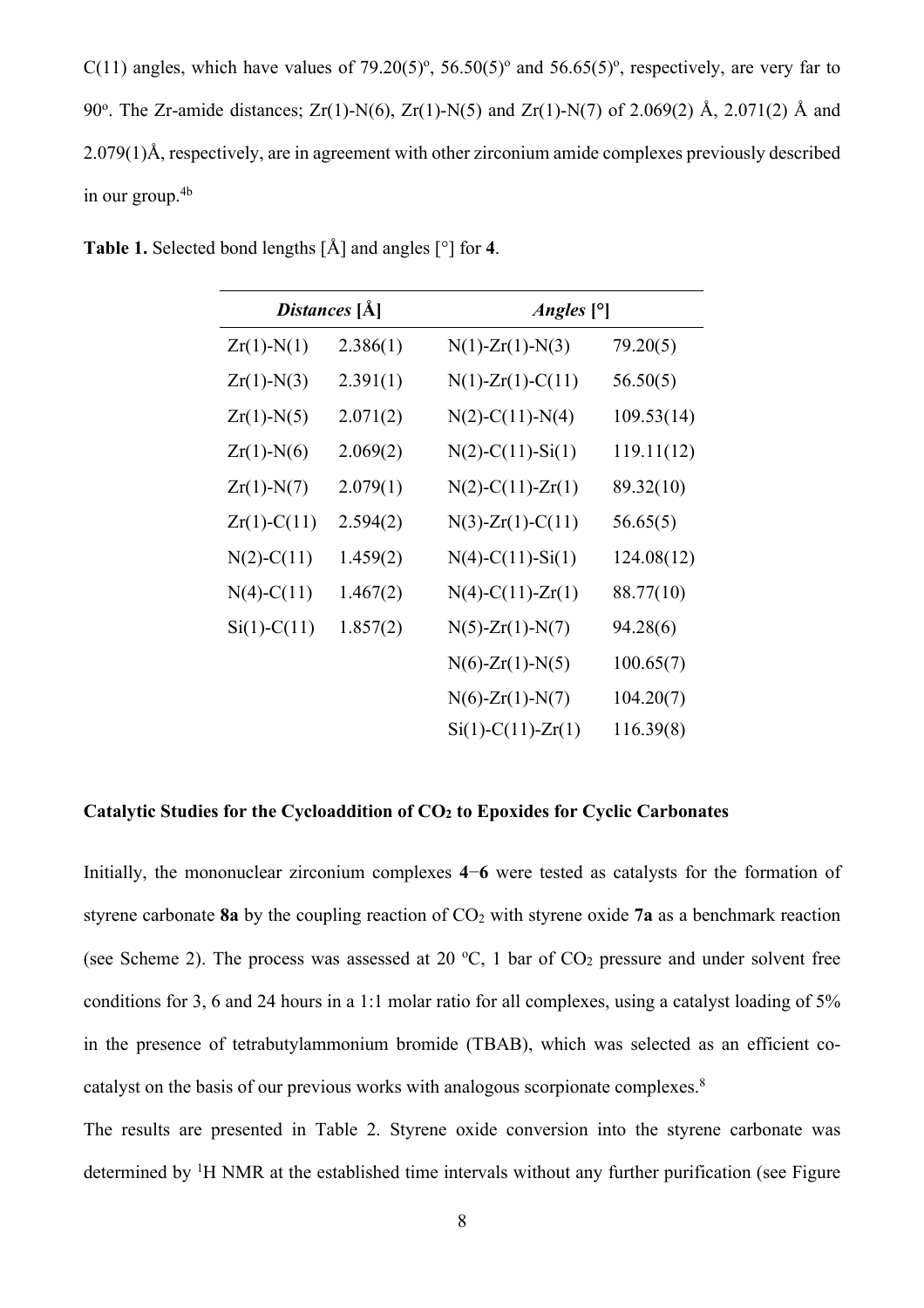C(11) angles, which have values of 79.20(5)°, 56.50(5)° and 56.65(5)°, respectively, are very far to 90°. The Zr-amide distances; Zr(1)-N(6), Zr(1)-N(5) and Zr(1)-N(7) of 2.069(2) Å, 2.071(2) Å and 2.079(1)Å, respectively, are in agreement with other zirconium amide complexes previously described in our group.[4b]

**Table 1.** Selected bond lengths [Å] and angles [°] for **4**.

| ***Distances* [Å]** | | ***Angles* [°]** | |
|---|---|---|---|
| Zr(1)-N(1) | 2.386(1) | N(1)-Zr(1)-N(3) | 79.20(5) |
| Zr(1)-N(3) | 2.391(1) | N(1)-Zr(1)-C(11) | 56.50(5) |
| Zr(1)-N(5) | 2.071(2) | N(2)-C(11)-N(4) | 109.53(14) |
| Zr(1)-N(6) | 2.069(2) | N(2)-C(11)-Si(1) | 119.11(12) |
| Zr(1)-N(7) | 2.079(1) | N(2)-C(11)-Zr(1) | 89.32(10) |
| Zr(1)-C(11) | 2.594(2) | N(3)-Zr(1)-C(11) | 56.65(5) |
| N(2)-C(11) | 1.459(2) | N(4)-C(11)-Si(1) | 124.08(12) |
| N(4)-C(11) | 1.467(2) | N(4)-C(11)-Zr(1) | 88.77(10) |
| Si(1)-C(11) | 1.857(2) | N(5)-Zr(1)-N(7) | 94.28(6) |
| | | N(6)-Zr(1)-N(5) | 100.65(7) |
| | | N(6)-Zr(1)-N(7) | 104.20(7) |
| | | Si(1)-C(11)-Zr(1) | 116.39(8) |

### Catalytic Studies for the Cycloaddition of $CO_2$ to Epoxides for Cyclic Carbonates

Initially, the mononuclear zirconium complexes **4**−**6** were tested as catalysts for the formation of styrene carbonate **8a** by the coupling reaction of $CO_2$ with styrene oxide **7a** as a benchmark reaction (see Scheme 2). The process was assessed at 20 °C, 1 bar of $CO_2$ pressure and under solvent free conditions for 3, 6 and 24 hours in a 1:1 molar ratio for all complexes, using a catalyst loading of 5% in the presence of tetrabutylammonium bromide (TBAB), which was selected as an efficient co-catalyst on the basis of our previous works with analogous scorpionate complexes.[8]

The results are presented in Table 2. Styrene oxide conversion into the styrene carbonate was determined by $^1$H NMR at the established time intervals without any further purification (see Figure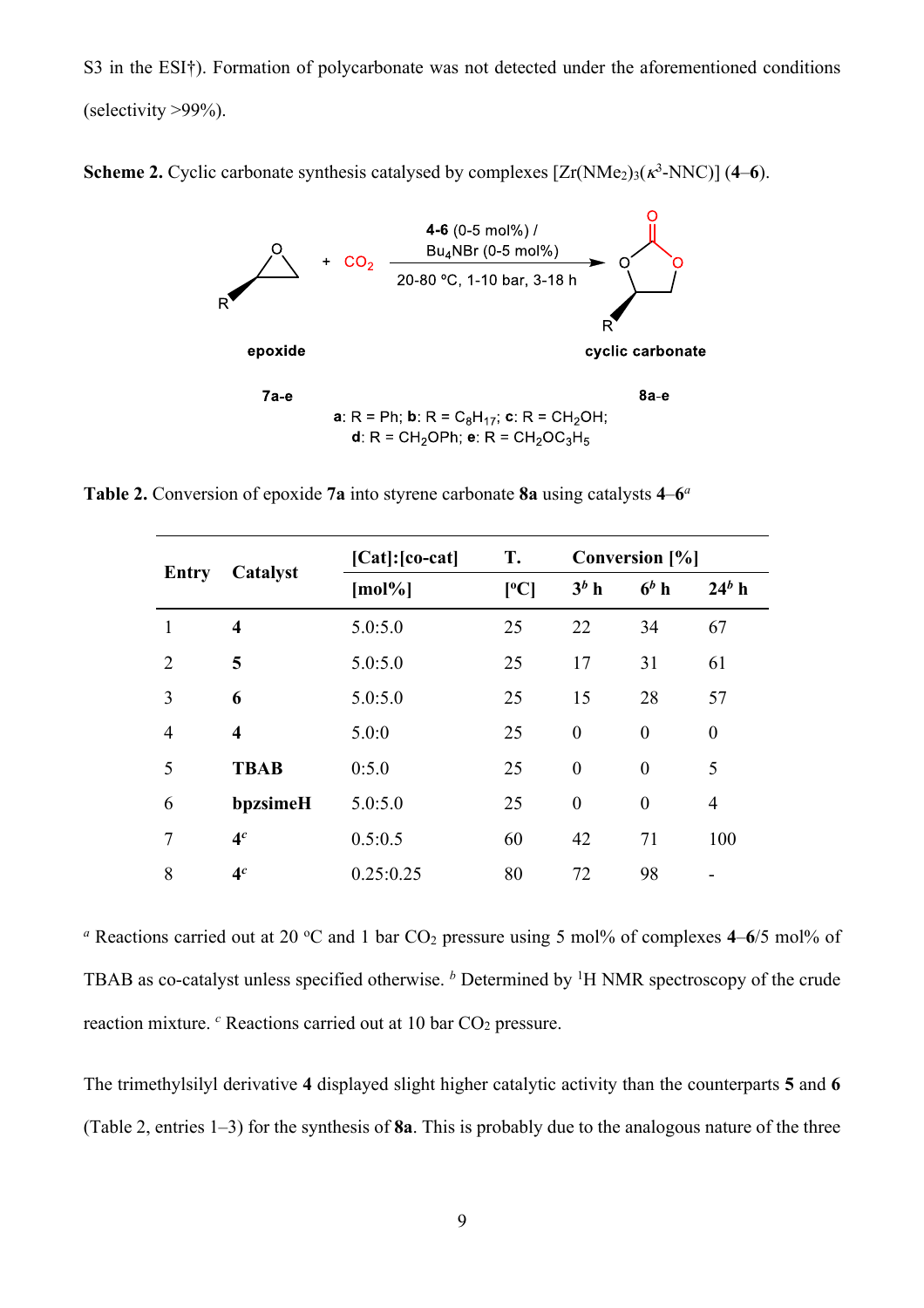S3 in the ESI†). Formation of polycarbonate was not detected under the aforementioned conditions (selectivity >99%).

**Scheme 2.** Cyclic carbonate synthesis catalysed by complexes [Zr(NMe$_2$)$_3$($\kappa^3$-NNC)] (**4**–**6**).

epoxide **7a-e** + $CO_2$ → (**4-6** (0-5 mol%) / $Bu_4NBr$ (0-5 mol%), 20-80 ºC, 1-10 bar, 3-18 h) cyclic carbonate **8a-e**

**a**: R = Ph; **b**: R = $C_8H_{17}$; **c**: R = $CH_2OH$; **d**: R = $CH_2OPh$; **e**: R = $CH_2OC_3H_5$

**Table 2.** Conversion of epoxide **7a** into styrene carbonate **8a** using catalysts **4**–**6**[a]

| Entry | Catalyst | [Cat]:[co-cat] [mol%] | T. [ºC] | Conversion [%] 3[b] h | 6[b] h | 24[b] h |
|---|---|---|---|---|---|---|
| 1 | **4** | 5.0:5.0 | 25 | 22 | 34 | 67 |
| 2 | **5** | 5.0:5.0 | 25 | 17 | 31 | 61 |
| 3 | **6** | 5.0:5.0 | 25 | 15 | 28 | 57 |
| 4 | **4** | 5.0:0 | 25 | 0 | 0 | 0 |
| 5 | **TBAB** | 0:5.0 | 25 | 0 | 0 | 5 |
| 6 | **bpzsimeH** | 5.0:5.0 | 25 | 0 | 0 | 4 |
| 7 | **4**[c] | 0.5:0.5 | 60 | 42 | 71 | 100 |
| 8 | **4**[c] | 0.25:0.25 | 80 | 72 | 98 | - |

[a] Reactions carried out at 20 ºC and 1 bar $CO_2$ pressure using 5 mol% of complexes **4**–**6**/5 mol% of TBAB as co-catalyst unless specified otherwise. [b] Determined by $^1$H NMR spectroscopy of the crude reaction mixture. [c] Reactions carried out at 10 bar $CO_2$ pressure.

The trimethylsilyl derivative **4** displayed slight higher catalytic activity than the counterparts **5** and **6** (Table 2, entries 1–3) for the synthesis of **8a**. This is probably due to the analogous nature of the three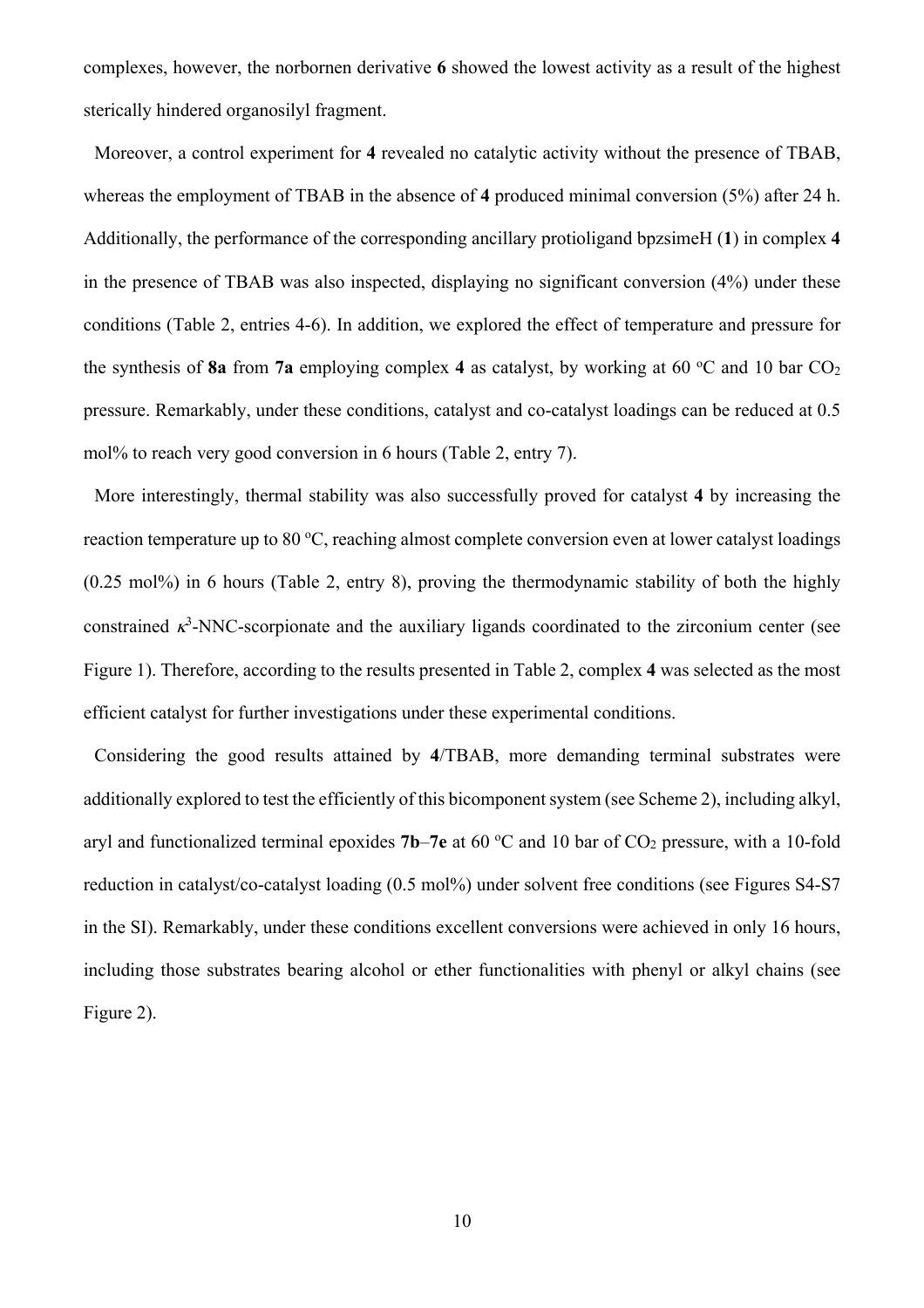complexes, however, the norbornen derivative **6** showed the lowest activity as a result of the highest sterically hindered organosilyl fragment.

Moreover, a control experiment for **4** revealed no catalytic activity without the presence of TBAB, whereas the employment of TBAB in the absence of **4** produced minimal conversion (5%) after 24 h. Additionally, the performance of the corresponding ancillary protioligand bpzsimeH (**1**) in complex **4** in the presence of TBAB was also inspected, displaying no significant conversion (4%) under these conditions (Table 2, entries 4-6). In addition, we explored the effect of temperature and pressure for the synthesis of **8a** from **7a** employing complex **4** as catalyst, by working at 60 ºC and 10 bar $CO_2$ pressure. Remarkably, under these conditions, catalyst and co-catalyst loadings can be reduced at 0.5 mol% to reach very good conversion in 6 hours (Table 2, entry 7).

More interestingly, thermal stability was also successfully proved for catalyst **4** by increasing the reaction temperature up to 80 ºC, reaching almost complete conversion even at lower catalyst loadings (0.25 mol%) in 6 hours (Table 2, entry 8), proving the thermodynamic stability of both the highly constrained $\kappa^3$-NNC-scorpionate and the auxiliary ligands coordinated to the zirconium center (see Figure 1). Therefore, according to the results presented in Table 2, complex **4** was selected as the most efficient catalyst for further investigations under these experimental conditions.

Considering the good results attained by **4**/TBAB, more demanding terminal substrates were additionally explored to test the efficiently of this bicomponent system (see Scheme 2), including alkyl, aryl and functionalized terminal epoxides **7b**–**7e** at 60 ºC and 10 bar of $CO_2$ pressure, with a 10-fold reduction in catalyst/co-catalyst loading (0.5 mol%) under solvent free conditions (see Figures S4-S7 in the SI). Remarkably, under these conditions excellent conversions were achieved in only 16 hours, including those substrates bearing alcohol or ether functionalities with phenyl or alkyl chains (see Figure 2).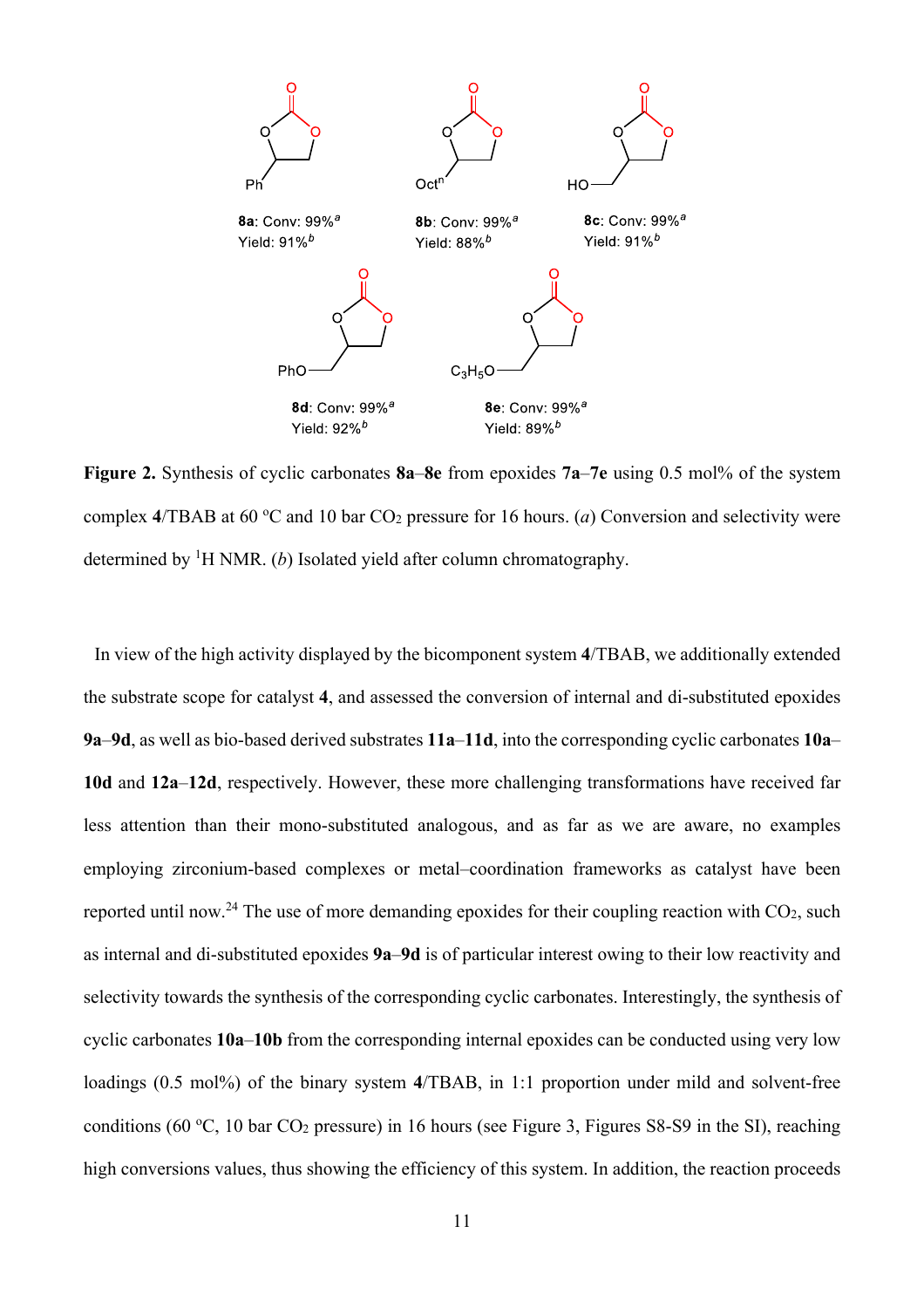8a: Conv: 99%[a]
Yield: 91%[b]

8b: Conv: 99%[a]
Yield: 88%[b]

8c: Conv: 99%[a]
Yield: 91%[b]

8d: Conv: 99%[a]
Yield: 92%[b]

8e: Conv: 99%[a]
Yield: 89%[b]

**Figure 2.** Synthesis of cyclic carbonates **8a**–**8e** from epoxides **7a**–**7e** using 0.5 mol% of the system complex **4**/TBAB at 60 ºC and 10 bar $CO_2$ pressure for 16 hours. (*a*) Conversion and selectivity were determined by $^1$H NMR. (*b*) Isolated yield after column chromatography.

In view of the high activity displayed by the bicomponent system **4**/TBAB, we additionally extended the substrate scope for catalyst **4**, and assessed the conversion of internal and di-substituted epoxides **9a**–**9d**, as well as bio-based derived substrates **11a**–**11d**, into the corresponding cyclic carbonates **10a**–**10d** and **12a**–**12d**, respectively. However, these more challenging transformations have received far less attention than their mono-substituted analogous, and as far as we are aware, no examples employing zirconium-based complexes or metal–coordination frameworks as catalyst have been reported until now.[24] The use of more demanding epoxides for their coupling reaction with $CO_2$, such as internal and di-substituted epoxides **9a**–**9d** is of particular interest owing to their low reactivity and selectivity towards the synthesis of the corresponding cyclic carbonates. Interestingly, the synthesis of cyclic carbonates **10a**–**10b** from the corresponding internal epoxides can be conducted using very low loadings (0.5 mol%) of the binary system **4**/TBAB, in 1:1 proportion under mild and solvent-free conditions (60 ºC, 10 bar $CO_2$ pressure) in 16 hours (see Figure 3, Figures S8-S9 in the SI), reaching high conversions values, thus showing the efficiency of this system. In addition, the reaction proceeds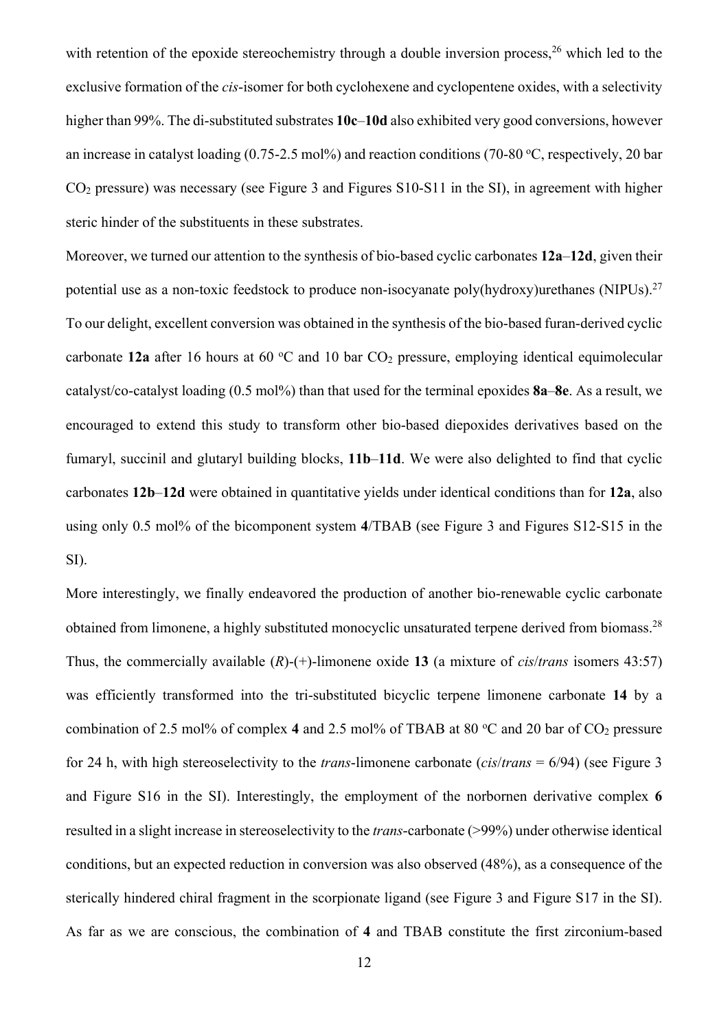with retention of the epoxide stereochemistry through a double inversion process,[26] which led to the exclusive formation of the *cis*-isomer for both cyclohexene and cyclopentene oxides, with a selectivity higher than 99%. The di-substituted substrates **10c**–**10d** also exhibited very good conversions, however an increase in catalyst loading (0.75-2.5 mol%) and reaction conditions (70-80 °C, respectively, 20 bar $CO_2$ pressure) was necessary (see Figure 3 and Figures S10-S11 in the SI), in agreement with higher steric hinder of the substituents in these substrates.

Moreover, we turned our attention to the synthesis of bio-based cyclic carbonates **12a**–**12d**, given their potential use as a non-toxic feedstock to produce non-isocyanate poly(hydroxy)urethanes (NIPUs).[27] To our delight, excellent conversion was obtained in the synthesis of the bio-based furan-derived cyclic carbonate **12a** after 16 hours at 60 °C and 10 bar $CO_2$ pressure, employing identical equimolecular catalyst/co-catalyst loading (0.5 mol%) than that used for the terminal epoxides **8a**–**8e**. As a result, we encouraged to extend this study to transform other bio-based diepoxides derivatives based on the fumaryl, succinil and glutaryl building blocks, **11b**–**11d**. We were also delighted to find that cyclic carbonates **12b**–**12d** were obtained in quantitative yields under identical conditions than for **12a**, also using only 0.5 mol% of the bicomponent system **4**/TBAB (see Figure 3 and Figures S12-S15 in the SI).

More interestingly, we finally endeavored the production of another bio-renewable cyclic carbonate obtained from limonene, a highly substituted monocyclic unsaturated terpene derived from biomass.[28] Thus, the commercially available (*R*)-(+)-limonene oxide **13** (a mixture of *cis*/*trans* isomers 43:57) was efficiently transformed into the tri-substituted bicyclic terpene limonene carbonate **14** by a combination of 2.5 mol% of complex **4** and 2.5 mol% of TBAB at 80 °C and 20 bar of $CO_2$ pressure for 24 h, with high stereoselectivity to the *trans*-limonene carbonate (*cis*/*trans* = 6/94) (see Figure 3 and Figure S16 in the SI). Interestingly, the employment of the norbornen derivative complex **6** resulted in a slight increase in stereoselectivity to the *trans*-carbonate (>99%) under otherwise identical conditions, but an expected reduction in conversion was also observed (48%), as a consequence of the sterically hindered chiral fragment in the scorpionate ligand (see Figure 3 and Figure S17 in the SI). As far as we are conscious, the combination of **4** and TBAB constitute the first zirconium-based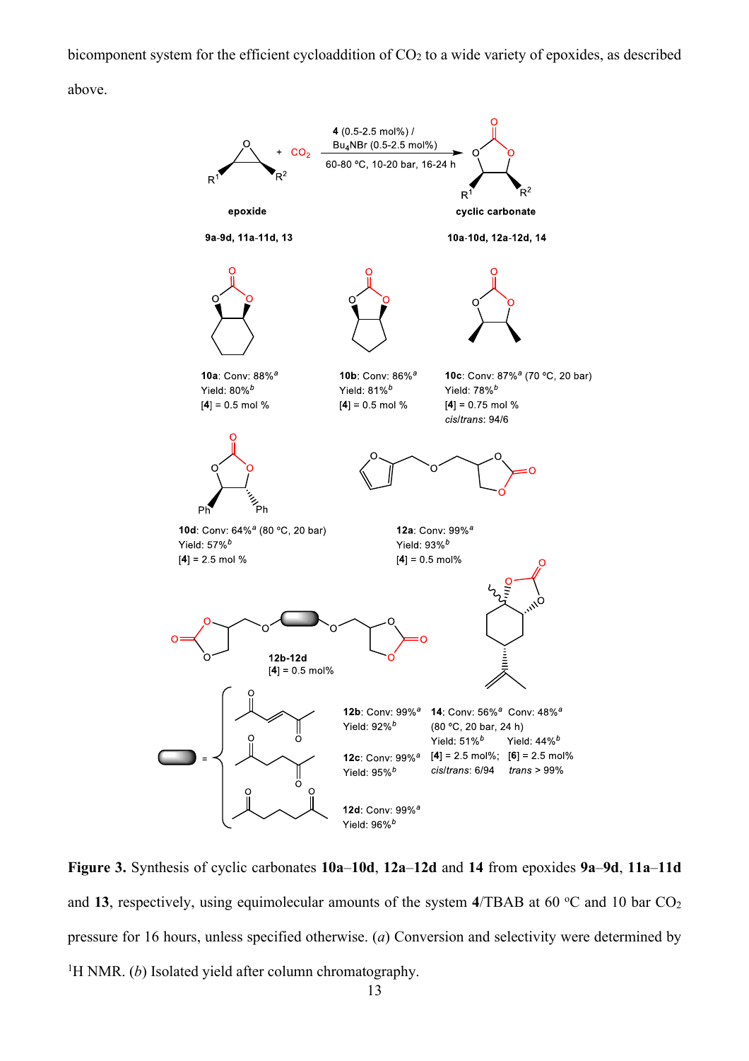bicomponent system for the efficient cycloaddition of $CO_2$ to a wide variety of epoxides, as described above.

**Figure 3.** Synthesis of cyclic carbonates **10a**–**10d**, **12a**–**12d** and **14** from epoxides **9a**–**9d**, **11a**–**11d** and **13**, respectively, using equimolecular amounts of the system **4**/TBAB at 60 °C and 10 bar $CO_2$ pressure for 16 hours, unless specified otherwise. (*a*) Conversion and selectivity were determined by $^1$H NMR. (*b*) Isolated yield after column chromatography.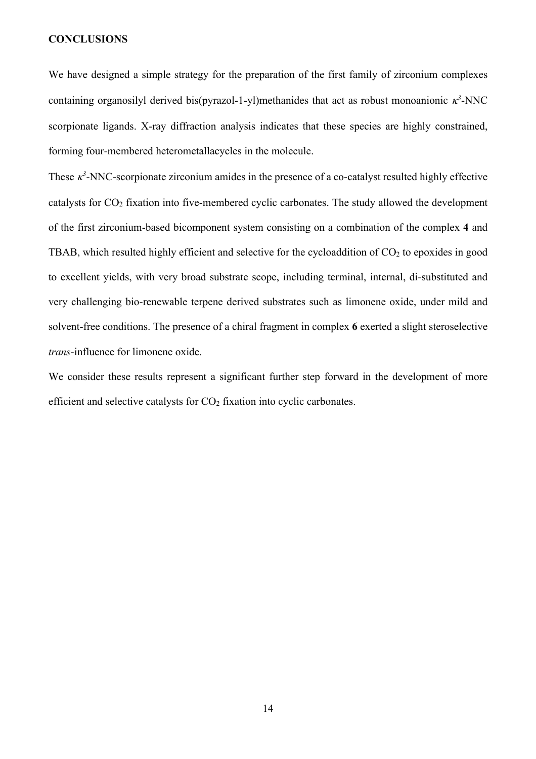**CONCLUSIONS**

We have designed a simple strategy for the preparation of the first family of zirconium complexes containing organosilyl derived bis(pyrazol-1-yl)methanides that act as robust monoanionic $\kappa^3$-NNC scorpionate ligands. X-ray diffraction analysis indicates that these species are highly constrained, forming four-membered heterometallacycles in the molecule.

These $\kappa^3$-NNC-scorpionate zirconium amides in the presence of a co-catalyst resulted highly effective catalysts for $CO_2$ fixation into five-membered cyclic carbonates. The study allowed the development of the first zirconium-based bicomponent system consisting on a combination of the complex **4** and TBAB, which resulted highly efficient and selective for the cycloaddition of $CO_2$ to epoxides in good to excellent yields, with very broad substrate scope, including terminal, internal, di-substituted and very challenging bio-renewable terpene derived substrates such as limonene oxide, under mild and solvent-free conditions. The presence of a chiral fragment in complex **6** exerted a slight steroselective *trans*-influence for limonene oxide.

We consider these results represent a significant further step forward in the development of more efficient and selective catalysts for $CO_2$ fixation into cyclic carbonates.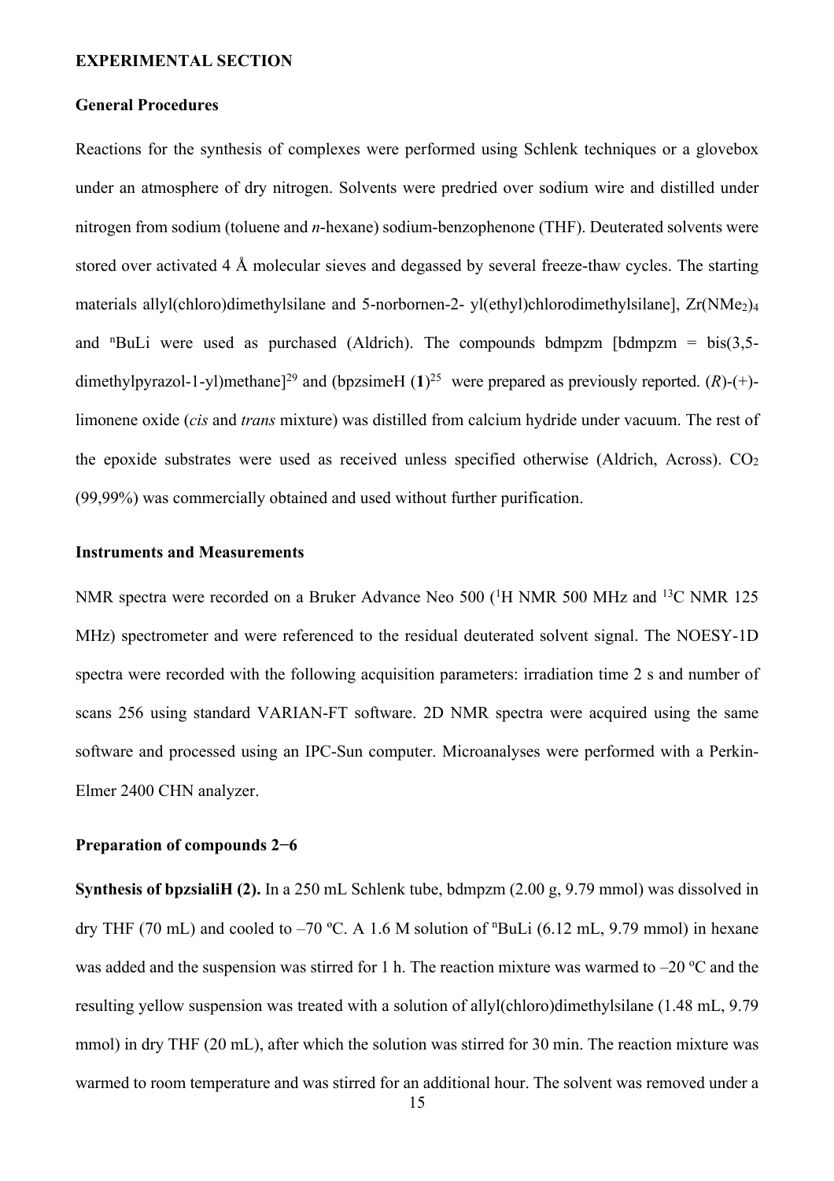## EXPERIMENTAL SECTION

### General Procedures

Reactions for the synthesis of complexes were performed using Schlenk techniques or a glovebox under an atmosphere of dry nitrogen. Solvents were predried over sodium wire and distilled under nitrogen from sodium (toluene and *n*-hexane) sodium-benzophenone (THF). Deuterated solvents were stored over activated 4 Å molecular sieves and degassed by several freeze-thaw cycles. The starting materials allyl(chloro)dimethylsilane and 5-norbornen-2- yl(ethyl)chlorodimethylsilane], $Zr(NMe_2)_4$ and $^{n}$BuLi were used as purchased (Aldrich). The compounds bdmpzm [bdmpzm = bis(3,5-dimethylpyrazol-1-yl)methane][29] and (bpzsimeH (**1**)[25] were prepared as previously reported. (*R*)-(+)-limonene oxide (*cis* and *trans* mixture) was distilled from calcium hydride under vacuum. The rest of the epoxide substrates were used as received unless specified otherwise (Aldrich, Across). $CO_2$ (99,99%) was commercially obtained and used without further purification.

### Instruments and Measurements

NMR spectra were recorded on a Bruker Advance Neo 500 ($^{1}$H NMR 500 MHz and $^{13}$C NMR 125 MHz) spectrometer and were referenced to the residual deuterated solvent signal. The NOESY-1D spectra were recorded with the following acquisition parameters: irradiation time 2 s and number of scans 256 using standard VARIAN-FT software. 2D NMR spectra were acquired using the same software and processed using an IPC-Sun computer. Microanalyses were performed with a Perkin-Elmer 2400 CHN analyzer.

### Preparation of compounds 2−6

**Synthesis of bpzsialiH (2).** In a 250 mL Schlenk tube, bdmpzm (2.00 g, 9.79 mmol) was dissolved in dry THF (70 mL) and cooled to –70 ºC. A 1.6 M solution of $^{n}$BuLi (6.12 mL, 9.79 mmol) in hexane was added and the suspension was stirred for 1 h. The reaction mixture was warmed to –20 ºC and the resulting yellow suspension was treated with a solution of allyl(chloro)dimethylsilane (1.48 mL, 9.79 mmol) in dry THF (20 mL), after which the solution was stirred for 30 min. The reaction mixture was warmed to room temperature and was stirred for an additional hour. The solvent was removed under a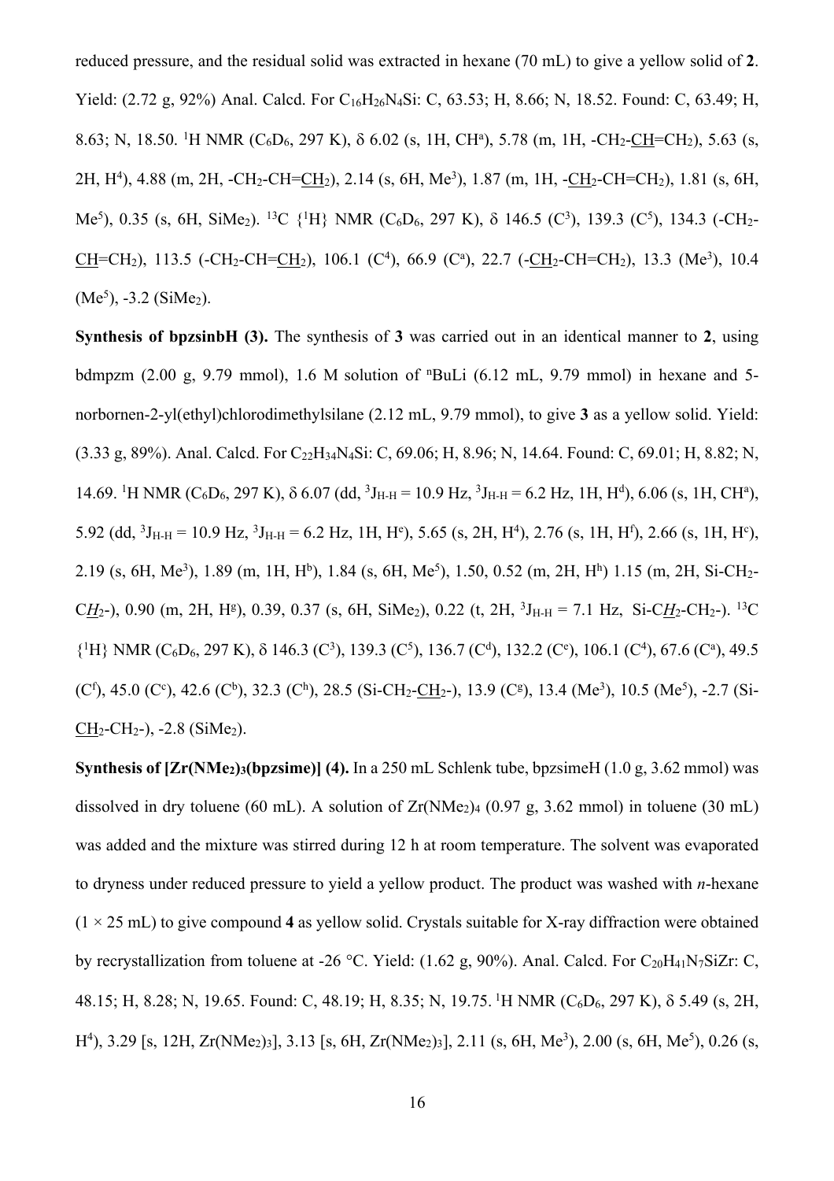reduced pressure, and the residual solid was extracted in hexane (70 mL) to give a yellow solid of **2**. Yield: (2.72 g, 92%) Anal. Calcd. For $C_{16}H_{26}N_4Si$: C, 63.53; H, 8.66; N, 18.52. Found: C, 63.49; H, 8.63; N, 18.50. $^1$H NMR ($C_6D_6$, 297 K), δ 6.02 (s, 1H, CH$^a$), 5.78 (m, 1H, -CH$_2$-CH=CH$_2$), 5.63 (s, 2H, H$^4$), 4.88 (m, 2H, -CH$_2$-CH=CH$_2$), 2.14 (s, 6H, Me$^3$), 1.87 (m, 1H, -CH$_2$-CH=CH$_2$), 1.81 (s, 6H, Me$^5$), 0.35 (s, 6H, SiMe$_2$). $^{13}$C {$^1$H} NMR ($C_6D_6$, 297 K), δ 146.5 (C$^3$), 139.3 (C$^5$), 134.3 (-CH$_2$-CH=CH$_2$), 113.5 (-CH$_2$-CH=CH$_2$), 106.1 (C$^4$), 66.9 (C$^a$), 22.7 (-CH$_2$-CH=CH$_2$), 13.3 (Me$^3$), 10.4 (Me$^5$), -3.2 (SiMe$_2$).

**Synthesis of bpzsinbH (3).** The synthesis of **3** was carried out in an identical manner to **2**, using bdmpzm (2.00 g, 9.79 mmol), 1.6 M solution of $^n$BuLi (6.12 mL, 9.79 mmol) in hexane and 5-norbornen-2-yl(ethyl)chlorodimethylsilane (2.12 mL, 9.79 mmol), to give **3** as a yellow solid. Yield: (3.33 g, 89%). Anal. Calcd. For $C_{22}H_{34}N_4Si$: C, 69.06; H, 8.96; N, 14.64. Found: C, 69.01; H, 8.82; N, 14.69. $^1$H NMR ($C_6D_6$, 297 K), δ 6.07 (dd, $^3J_{H-H}$ = 10.9 Hz, $^3J_{H-H}$ = 6.2 Hz, 1H, H$^d$), 6.06 (s, 1H, CH$^a$), 5.92 (dd, $^3J_{H-H}$ = 10.9 Hz, $^3J_{H-H}$ = 6.2 Hz, 1H, H$^e$), 5.65 (s, 2H, H$^4$), 2.76 (s, 1H, H$^f$), 2.66 (s, 1H, H$^c$), 2.19 (s, 6H, Me$^3$), 1.89 (m, 1H, H$^b$), 1.84 (s, 6H, Me$^5$), 1.50, 0.52 (m, 2H, H$^h$) 1.15 (m, 2H, Si-CH$_2$-C*H*$_2$-), 0.90 (m, 2H, H$^g$), 0.39, 0.37 (s, 6H, SiMe$_2$), 0.22 (t, 2H, $^3J_{H-H}$ = 7.1 Hz, Si-C*H*$_2$-CH$_2$-). $^{13}$C {$^1$H} NMR ($C_6D_6$, 297 K), δ 146.3 (C$^3$), 139.3 (C$^5$), 136.7 (C$^d$), 132.2 (C$^e$), 106.1 (C$^4$), 67.6 (C$^a$), 49.5 (C$^f$), 45.0 (C$^c$), 42.6 (C$^b$), 32.3 (C$^h$), 28.5 (Si-CH$_2$-CH$_2$-), 13.9 (C$^g$), 13.4 (Me$^3$), 10.5 (Me$^5$), -2.7 (Si-CH$_2$-CH$_2$-), -2.8 (SiMe$_2$).

**Synthesis of [Zr(NMe$_2$)$_3$(bpzsime)] (4).** In a 250 mL Schlenk tube, bpzsimeH (1.0 g, 3.62 mmol) was dissolved in dry toluene (60 mL). A solution of Zr(NMe$_2$)$_4$ (0.97 g, 3.62 mmol) in toluene (30 mL) was added and the mixture was stirred during 12 h at room temperature. The solvent was evaporated to dryness under reduced pressure to yield a yellow product. The product was washed with *n*-hexane (1 × 25 mL) to give compound **4** as yellow solid. Crystals suitable for X-ray diffraction were obtained by recrystallization from toluene at -26 °C. Yield: (1.62 g, 90%). Anal. Calcd. For $C_{20}H_{41}N_7SiZr$: C, 48.15; H, 8.28; N, 19.65. Found: C, 48.19; H, 8.35; N, 19.75. $^1$H NMR ($C_6D_6$, 297 K), δ 5.49 (s, 2H, H$^4$), 3.29 [s, 12H, Zr(NMe$_2$)$_3$], 3.13 [s, 6H, Zr(NMe$_2$)$_3$], 2.11 (s, 6H, Me$^3$), 2.00 (s, 6H, Me$^5$), 0.26 (s,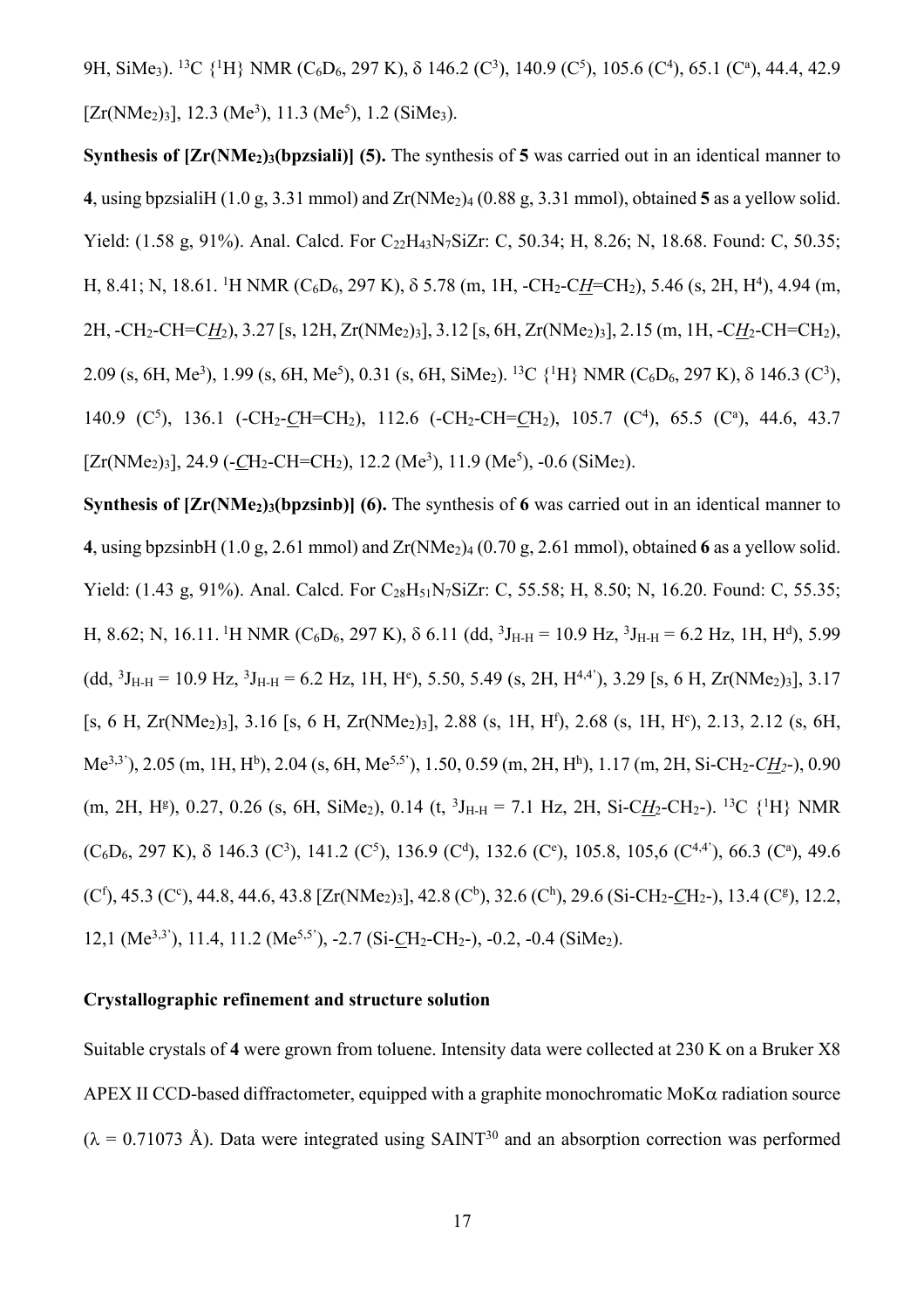9H, SiMe3). $^{13}C\{^1H\}$ NMR ($C_6D_6$, 297 K), δ 146.2 ($C^3$), 140.9 ($C^5$), 105.6 ($C^4$), 65.1 ($C^a$), 44.4, 42.9 [Zr(NMe2)3], 12.3 ($Me^3$), 11.3 ($Me^5$), 1.2 (SiMe3).

**Synthesis of [Zr(NMe2)3(bpzsiali)] (5).** The synthesis of **5** was carried out in an identical manner to **4**, using bpzsialiH (1.0 g, 3.31 mmol) and $Zr(NMe_2)_4$ (0.88 g, 3.31 mmol), obtained **5** as a yellow solid. Yield: (1.58 g, 91%). Anal. Calcd. For $C_{22}H_{43}N_7SiZr$: C, 50.34; H, 8.26; N, 18.68. Found: C, 50.35; H, 8.41; N, 18.61. $^1H$ NMR ($C_6D_6$, 297 K), δ 5.78 (m, 1H, -CH2-C*__H__*=CH2), 5.46 (s, 2H, $H^4$), 4.94 (m, 2H, -CH2-CH=C*__H__*2), 3.27 [s, 12H, Zr(NMe2)3], 3.12 [s, 6H, Zr(NMe2)3], 2.15 (m, 1H, -C*__H__*2-CH=CH2), 2.09 (s, 6H, $Me^3$), 1.99 (s, 6H, $Me^5$), 0.31 (s, 6H, SiMe2). $^{13}C\{^1H\}$ NMR ($C_6D_6$, 297 K), δ 146.3 ($C^3$), 140.9 ($C^5$), 136.1 (-CH2-*__C__*H=CH2), 112.6 (-CH2-CH=*__C__*H2), 105.7 ($C^4$), 65.5 ($C^a$), 44.6, 43.7 [Zr(NMe2)3], 24.9 (-*__C__*H2-CH=CH2), 12.2 ($Me^3$), 11.9 ($Me^5$), -0.6 (SiMe2).

**Synthesis of [Zr(NMe2)3(bpzsinb)] (6).** The synthesis of **6** was carried out in an identical manner to **4**, using bpzsinbH (1.0 g, 2.61 mmol) and $Zr(NMe_2)_4$ (0.70 g, 2.61 mmol), obtained **6** as a yellow solid. Yield: (1.43 g, 91%). Anal. Calcd. For $C_{28}H_{51}N_7SiZr$: C, 55.58; H, 8.50; N, 16.20. Found: C, 55.35; H, 8.62; N, 16.11. $^1H$ NMR ($C_6D_6$, 297 K), δ 6.11 (dd, $^3J_{H-H}$ = 10.9 Hz, $^3J_{H-H}$ = 6.2 Hz, 1H, $H^d$), 5.99 (dd, $^3J_{H-H}$ = 10.9 Hz, $^3J_{H-H}$ = 6.2 Hz, 1H, $H^e$), 5.50, 5.49 (s, 2H, $H^{4,4'}$), 3.29 [s, 6 H, Zr(NMe2)3], 3.17 [s, 6 H, Zr(NMe2)3], 3.16 [s, 6 H, Zr(NMe2)3], 2.88 (s, 1H, $H^f$), 2.68 (s, 1H, $H^c$), 2.13, 2.12 (s, 6H, $Me^{3,3'}$), 2.05 (m, 1H, $H^b$), 2.04 (s, 6H, $Me^{5,5'}$), 1.50, 0.59 (m, 2H, $H^h$), 1.17 (m, 2H, Si-CH2-C*__H__*2-), 0.90 (m, 2H, $H^g$), 0.27, 0.26 (s, 6H, SiMe2), 0.14 (t, $^3J_{H-H}$ = 7.1 Hz, 2H, Si-C*__H__*2-CH2-). $^{13}C\{^1H\}$ NMR ($C_6D_6$, 297 K), δ 146.3 ($C^3$), 141.2 ($C^5$), 136.9 ($C^d$), 132.6 ($C^e$), 105.8, 105,6 ($C^{4,4'}$), 66.3 ($C^a$), 49.6 ($C^f$), 45.3 ($C^c$), 44.8, 44.6, 43.8 [Zr(NMe2)3], 42.8 ($C^b$), 32.6 ($C^h$), 29.6 (Si-CH2-*__C__*H2-), 13.4 ($C^g$), 12.2, 12,1 ($Me^{3,3'}$), 11.4, 11.2 ($Me^{5,5'}$), -2.7 (Si-*__C__*H2-CH2-), -0.2, -0.4 (SiMe2).

### Crystallographic refinement and structure solution

Suitable crystals of **4** were grown from toluene. Intensity data were collected at 230 K on a Bruker X8 APEX II CCD-based diffractometer, equipped with a graphite monochromatic MoKα radiation source (λ = 0.71073 Å). Data were integrated using SAINT[30] and an absorption correction was performed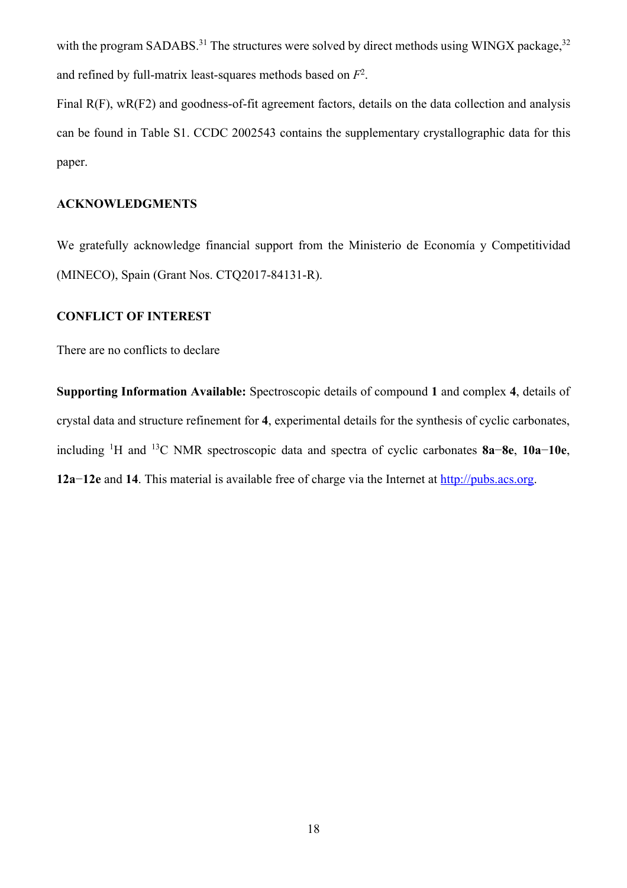with the program SADABS.[31] The structures were solved by direct methods using WINGX package,[32] and refined by full-matrix least-squares methods based on $F^2$.

Final R(F), wR(F2) and goodness-of-fit agreement factors, details on the data collection and analysis can be found in Table S1. CCDC 2002543 contains the supplementary crystallographic data for this paper.

### ACKNOWLEDGMENTS

We gratefully acknowledge financial support from the Ministerio de Economía y Competitividad (MINECO), Spain (Grant Nos. CTQ2017-84131-R).

### CONFLICT OF INTEREST

There are no conflicts to declare

**Supporting Information Available:** Spectroscopic details of compound **1** and complex **4**, details of crystal data and structure refinement for **4**, experimental details for the synthesis of cyclic carbonates, including $^{1}$H and $^{13}$C NMR spectroscopic data and spectra of cyclic carbonates **8a**−**8e**, **10a**−**10e**, **12a**−**12e** and **14**. This material is available free of charge via the Internet at http://pubs.acs.org.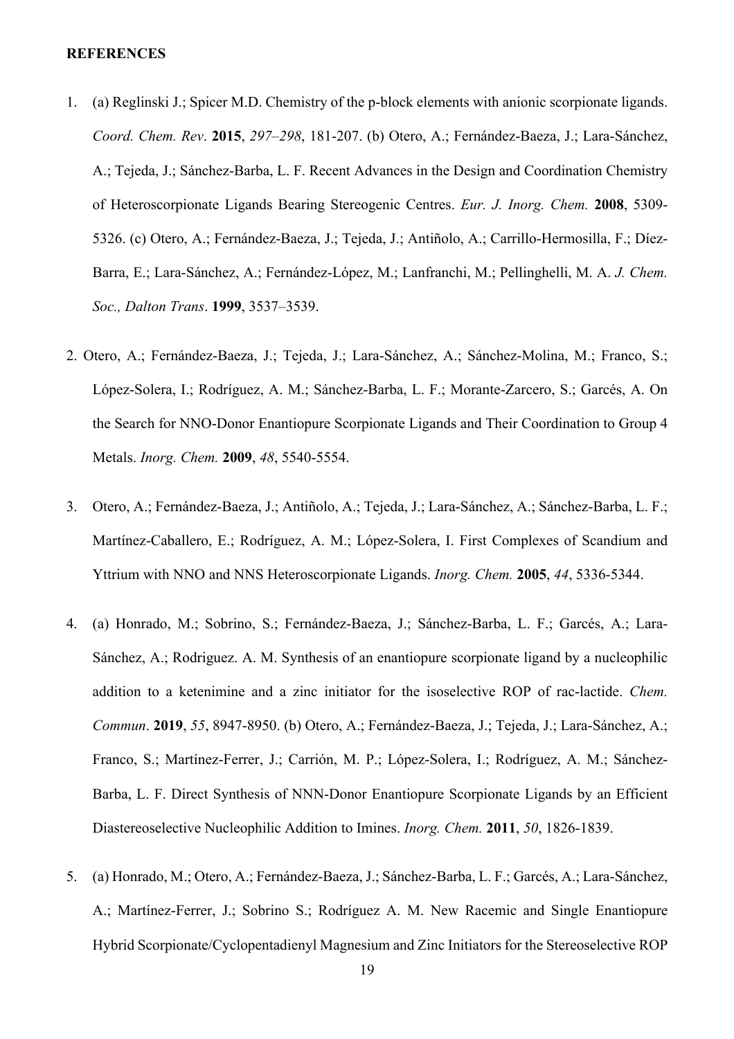**REFERENCES**

1. (a) Reglinski J.; Spicer M.D. Chemistry of the p-block elements with anionic scorpionate ligands. *Coord. Chem. Rev*. **2015**, *297–298*, 181-207. (b) Otero, A.; Fernández-Baeza, J.; Lara-Sánchez, A.; Tejeda, J.; Sánchez-Barba, L. F. Recent Advances in the Design and Coordination Chemistry of Heteroscorpionate Ligands Bearing Stereogenic Centres. *Eur. J. Inorg. Chem.* **2008**, 5309-5326. (c) Otero, A.; Fernández-Baeza, J.; Tejeda, J.; Antiñolo, A.; Carrillo-Hermosilla, F.; Díez-Barra, E.; Lara-Sánchez, A.; Fernández-López, M.; Lanfranchi, M.; Pellinghelli, M. A. *J. Chem. Soc., Dalton Trans*. **1999**, 3537–3539.

2. Otero, A.; Fernández-Baeza, J.; Tejeda, J.; Lara-Sánchez, A.; Sánchez-Molina, M.; Franco, S.; López-Solera, I.; Rodríguez, A. M.; Sánchez-Barba, L. F.; Morante-Zarcero, S.; Garcés, A. On the Search for NNO-Donor Enantiopure Scorpionate Ligands and Their Coordination to Group 4 Metals. *Inorg. Chem.* **2009**, *48*, 5540-5554.

3. Otero, A.; Fernández-Baeza, J.; Antiñolo, A.; Tejeda, J.; Lara-Sánchez, A.; Sánchez-Barba, L. F.; Martínez-Caballero, E.; Rodríguez, A. M.; López-Solera, I. First Complexes of Scandium and Yttrium with NNO and NNS Heteroscorpionate Ligands. *Inorg. Chem.* **2005**, *44*, 5336-5344.

4. (a) Honrado, M.; Sobrino, S.; Fernández-Baeza, J.; Sánchez-Barba, L. F.; Garcés, A.; Lara-Sánchez, A.; Rodriguez. A. M. Synthesis of an enantiopure scorpionate ligand by a nucleophilic addition to a ketenimine and a zinc initiator for the isoselective ROP of rac-lactide. *Chem. Commun*. **2019**, *55*, 8947-8950. (b) Otero, A.; Fernández-Baeza, J.; Tejeda, J.; Lara-Sánchez, A.; Franco, S.; Martínez-Ferrer, J.; Carrión, M. P.; López-Solera, I.; Rodríguez, A. M.; Sánchez-Barba, L. F. Direct Synthesis of NNN-Donor Enantiopure Scorpionate Ligands by an Efficient Diastereoselective Nucleophilic Addition to Imines. *Inorg. Chem.* **2011**, *50*, 1826-1839.

5. (a) Honrado, M.; Otero, A.; Fernández-Baeza, J.; Sánchez-Barba, L. F.; Garcés, A.; Lara-Sánchez, A.; Martínez-Ferrer, J.; Sobrino S.; Rodríguez A. M. New Racemic and Single Enantiopure Hybrid Scorpionate/Cyclopentadienyl Magnesium and Zinc Initiators for the Stereoselective ROP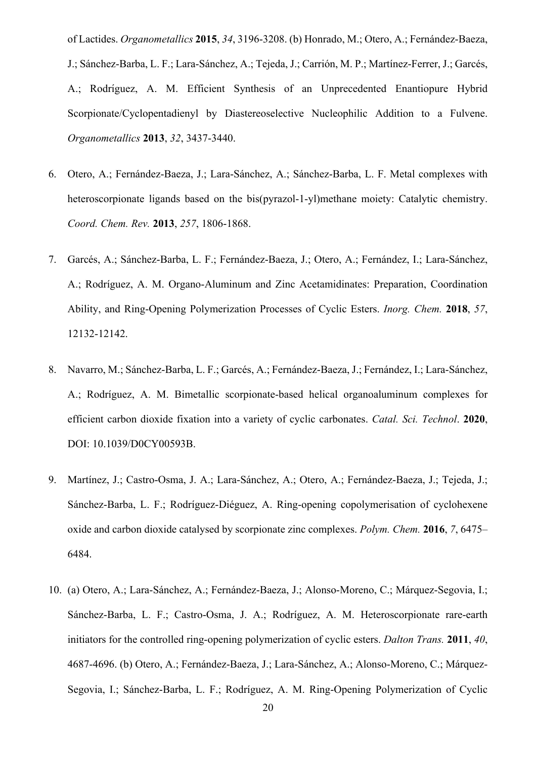of Lactides. *Organometallics* **2015**, *34*, 3196-3208. (b) Honrado, M.; Otero, A.; Fernández-Baeza, J.; Sánchez-Barba, L. F.; Lara-Sánchez, A.; Tejeda, J.; Carrión, M. P.; Martínez-Ferrer, J.; Garcés, A.; Rodríguez, A. M. Efficient Synthesis of an Unprecedented Enantiopure Hybrid Scorpionate/Cyclopentadienyl by Diastereoselective Nucleophilic Addition to a Fulvene. *Organometallics* **2013**, *32*, 3437-3440.

6. Otero, A.; Fernández-Baeza, J.; Lara-Sánchez, A.; Sánchez-Barba, L. F. Metal complexes with heteroscorpionate ligands based on the bis(pyrazol-1-yl)methane moiety: Catalytic chemistry. *Coord. Chem. Rev.* **2013**, *257*, 1806-1868.

7. Garcés, A.; Sánchez-Barba, L. F.; Fernández-Baeza, J.; Otero, A.; Fernández, I.; Lara-Sánchez, A.; Rodríguez, A. M. Organo-Aluminum and Zinc Acetamidinates: Preparation, Coordination Ability, and Ring-Opening Polymerization Processes of Cyclic Esters. *Inorg. Chem.* **2018**, *57*, 12132-12142.

8. Navarro, M.; Sánchez-Barba, L. F.; Garcés, A.; Fernández-Baeza, J.; Fernández, I.; Lara-Sánchez, A.; Rodríguez, A. M. Bimetallic scorpionate-based helical organoaluminum complexes for efficient carbon dioxide fixation into a variety of cyclic carbonates. *Catal. Sci. Technol*. **2020**, DOI: 10.1039/D0CY00593B.

9. Martínez, J.; Castro-Osma, J. A.; Lara-Sánchez, A.; Otero, A.; Fernández-Baeza, J.; Tejeda, J.; Sánchez-Barba, L. F.; Rodríguez-Diéguez, A. Ring-opening copolymerisation of cyclohexene oxide and carbon dioxide catalysed by scorpionate zinc complexes. *Polym. Chem.* **2016**, *7*, 6475–6484.

10. (a) Otero, A.; Lara-Sánchez, A.; Fernández-Baeza, J.; Alonso-Moreno, C.; Márquez-Segovia, I.; Sánchez-Barba, L. F.; Castro-Osma, J. A.; Rodríguez, A. M. Heteroscorpionate rare-earth initiators for the controlled ring-opening polymerization of cyclic esters. *Dalton Trans.* **2011**, *40*, 4687-4696. (b) Otero, A.; Fernández-Baeza, J.; Lara-Sánchez, A.; Alonso-Moreno, C.; Márquez-Segovia, I.; Sánchez-Barba, L. F.; Rodríguez, A. M. Ring-Opening Polymerization of Cyclic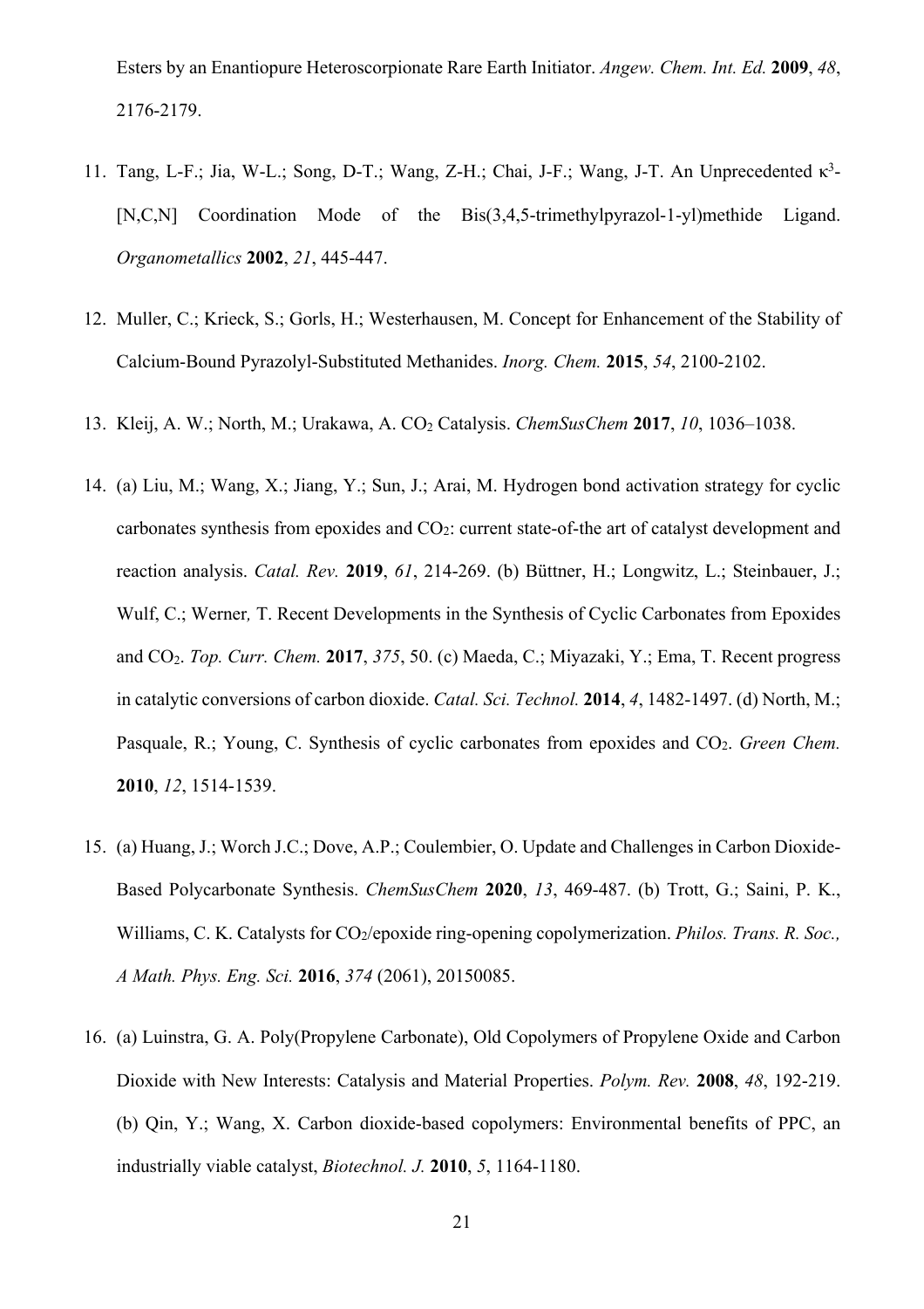Esters by an Enantiopure Heteroscorpionate Rare Earth Initiator. *Angew. Chem. Int. Ed.* **2009**, *48*, 2176-2179.

11. Tang, L-F.; Jia, W-L.; Song, D-T.; Wang, Z-H.; Chai, J-F.; Wang, J-T. An Unprecedented $\kappa^3$-[N,C,N] Coordination Mode of the Bis(3,4,5-trimethylpyrazol-1-yl)methide Ligand. *Organometallics* **2002**, *21*, 445-447.

12. Muller, C.; Krieck, S.; Gorls, H.; Westerhausen, M. Concept for Enhancement of the Stability of Calcium-Bound Pyrazolyl-Substituted Methanides. *Inorg. Chem.* **2015**, *54*, 2100-2102.

13. Kleij, A. W.; North, M.; Urakawa, A. $CO_2$ Catalysis. *ChemSusChem* **2017**, *10*, 1036–1038.

14. (a) Liu, M.; Wang, X.; Jiang, Y.; Sun, J.; Arai, M. Hydrogen bond activation strategy for cyclic carbonates synthesis from epoxides and $CO_2$: current state-of-the art of catalyst development and reaction analysis. *Catal. Rev.* **2019**, *61*, 214-269. (b) Büttner, H.; Longwitz, L.; Steinbauer, J.; Wulf, C.; Werner, T. Recent Developments in the Synthesis of Cyclic Carbonates from Epoxides and $CO_2$. *Top. Curr. Chem.* **2017**, *375*, 50. (c) Maeda, C.; Miyazaki, Y.; Ema, T. Recent progress in catalytic conversions of carbon dioxide. *Catal. Sci. Technol.* **2014**, *4*, 1482-1497. (d) North, M.; Pasquale, R.; Young, C. Synthesis of cyclic carbonates from epoxides and $CO_2$. *Green Chem.* **2010**, *12*, 1514-1539.

15. (a) Huang, J.; Worch J.C.; Dove, A.P.; Coulembier, O. Update and Challenges in Carbon Dioxide-Based Polycarbonate Synthesis. *ChemSusChem* **2020**, *13*, 469-487. (b) Trott, G.; Saini, P. K., Williams, C. K. Catalysts for $CO_2$/epoxide ring-opening copolymerization. *Philos. Trans. R. Soc., A Math. Phys. Eng. Sci.* **2016**, *374* (2061), 20150085.

16. (a) Luinstra, G. A. Poly(Propylene Carbonate), Old Copolymers of Propylene Oxide and Carbon Dioxide with New Interests: Catalysis and Material Properties. *Polym. Rev.* **2008**, *48*, 192-219. (b) Qin, Y.; Wang, X. Carbon dioxide-based copolymers: Environmental benefits of PPC, an industrially viable catalyst, *Biotechnol. J.* **2010**, *5*, 1164-1180.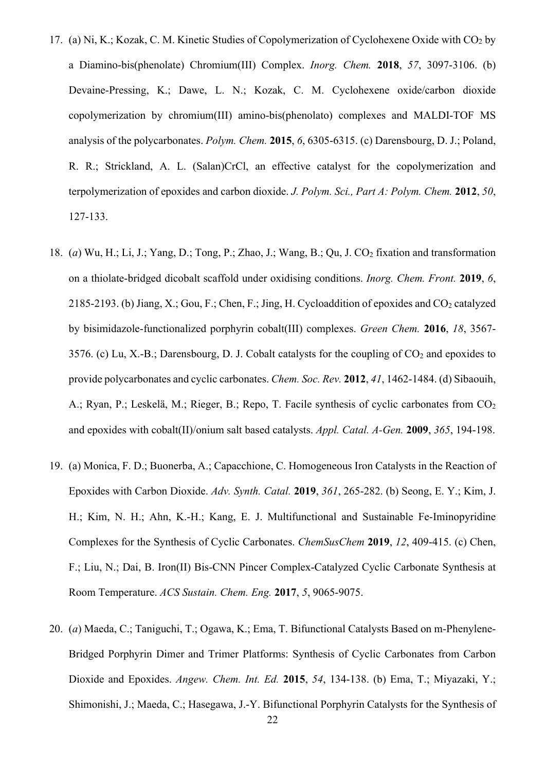17. (a) Ni, K.; Kozak, C. M. Kinetic Studies of Copolymerization of Cyclohexene Oxide with $CO_2$ by a Diamino-bis(phenolate) Chromium(III) Complex. *Inorg. Chem.* **2018**, *57*, 3097-3106. (b) Devaine-Pressing, K.; Dawe, L. N.; Kozak, C. M. Cyclohexene oxide/carbon dioxide copolymerization by chromium(III) amino-bis(phenolato) complexes and MALDI-TOF MS analysis of the polycarbonates. *Polym. Chem.* **2015**, *6*, 6305-6315. (c) Darensbourg, D. J.; Poland, R. R.; Strickland, A. L. (Salan)CrCl, an effective catalyst for the copolymerization and terpolymerization of epoxides and carbon dioxide. *J. Polym. Sci., Part A: Polym. Chem.* **2012**, *50*, 127-133.

18. (*a*) Wu, H.; Li, J.; Yang, D.; Tong, P.; Zhao, J.; Wang, B.; Qu, J. $CO_2$ fixation and transformation on a thiolate-bridged dicobalt scaffold under oxidising conditions. *Inorg. Chem. Front.* **2019**, *6*, 2185-2193. (b) Jiang, X.; Gou, F.; Chen, F.; Jing, H. Cycloaddition of epoxides and $CO_2$ catalyzed by bisimidazole-functionalized porphyrin cobalt(III) complexes. *Green Chem.* **2016**, *18*, 3567-3576. (c) Lu, X.-B.; Darensbourg, D. J. Cobalt catalysts for the coupling of $CO_2$ and epoxides to provide polycarbonates and cyclic carbonates. *Chem. Soc. Rev.* **2012**, *41*, 1462-1484. (d) Sibaouih, A.; Ryan, P.; Leskelä, M.; Rieger, B.; Repo, T. Facile synthesis of cyclic carbonates from $CO_2$ and epoxides with cobalt(II)/onium salt based catalysts. *Appl. Catal. A-Gen.* **2009**, *365*, 194-198.

19. (a) Monica, F. D.; Buonerba, A.; Capacchione, C. Homogeneous Iron Catalysts in the Reaction of Epoxides with Carbon Dioxide. *Adv. Synth. Catal.* **2019**, *361*, 265-282. (b) Seong, E. Y.; Kim, J. H.; Kim, N. H.; Ahn, K.-H.; Kang, E. J. Multifunctional and Sustainable Fe-Iminopyridine Complexes for the Synthesis of Cyclic Carbonates. *ChemSusChem* **2019**, *12*, 409-415. (c) Chen, F.; Liu, N.; Dai, B. Iron(II) Bis-CNN Pincer Complex-Catalyzed Cyclic Carbonate Synthesis at Room Temperature. *ACS Sustain. Chem. Eng.* **2017**, *5*, 9065-9075.

20. (*a*) Maeda, C.; Taniguchi, T.; Ogawa, K.; Ema, T. Bifunctional Catalysts Based on m-Phenylene-Bridged Porphyrin Dimer and Trimer Platforms: Synthesis of Cyclic Carbonates from Carbon Dioxide and Epoxides. *Angew. Chem. Int. Ed.* **2015**, *54*, 134-138. (b) Ema, T.; Miyazaki, Y.; Shimonishi, J.; Maeda, C.; Hasegawa, J.-Y. Bifunctional Porphyrin Catalysts for the Synthesis of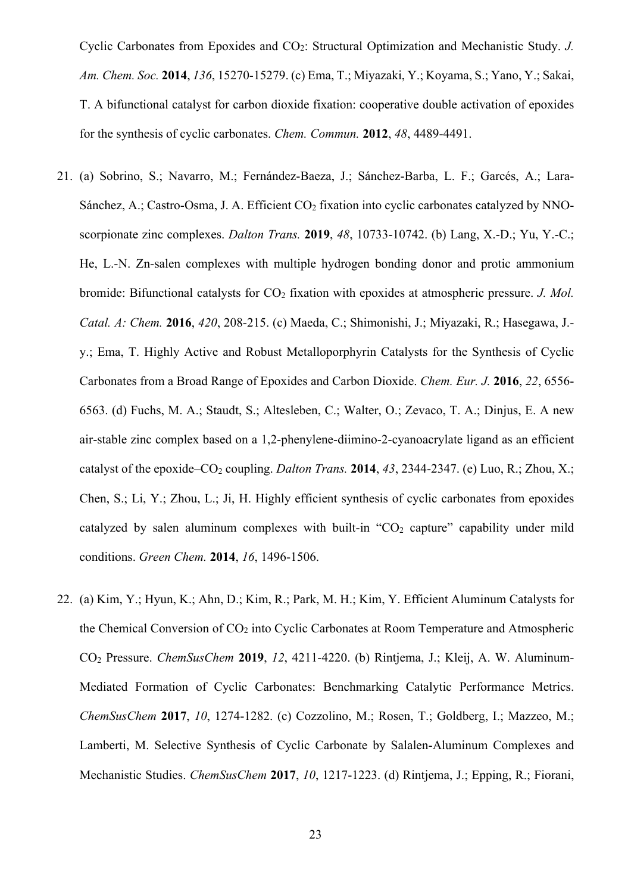Cyclic Carbonates from Epoxides and $CO_2$: Structural Optimization and Mechanistic Study. *J. Am. Chem. Soc.* **2014**, *136*, 15270-15279. (c) Ema, T.; Miyazaki, Y.; Koyama, S.; Yano, Y.; Sakai, T. A bifunctional catalyst for carbon dioxide fixation: cooperative double activation of epoxides for the synthesis of cyclic carbonates. *Chem. Commun.* **2012**, *48*, 4489-4491.

21. (a) Sobrino, S.; Navarro, M.; Fernández-Baeza, J.; Sánchez-Barba, L. F.; Garcés, A.; Lara-Sánchez, A.; Castro-Osma, J. A. Efficient $CO_2$ fixation into cyclic carbonates catalyzed by NNO-scorpionate zinc complexes. *Dalton Trans.* **2019**, *48*, 10733-10742. (b) Lang, X.-D.; Yu, Y.-C.; He, L.-N. Zn-salen complexes with multiple hydrogen bonding donor and protic ammonium bromide: Bifunctional catalysts for $CO_2$ fixation with epoxides at atmospheric pressure. *J. Mol. Catal. A: Chem.* **2016**, *420*, 208-215. (c) Maeda, C.; Shimonishi, J.; Miyazaki, R.; Hasegawa, J.-y.; Ema, T. Highly Active and Robust Metalloporphyrin Catalysts for the Synthesis of Cyclic Carbonates from a Broad Range of Epoxides and Carbon Dioxide. *Chem. Eur. J.* **2016**, *22*, 6556-6563. (d) Fuchs, M. A.; Staudt, S.; Altesleben, C.; Walter, O.; Zevaco, T. A.; Dinjus, E. A new air-stable zinc complex based on a 1,2-phenylene-diimino-2-cyanoacrylate ligand as an efficient catalyst of the epoxide–$CO_2$ coupling. *Dalton Trans.* **2014**, *43*, 2344-2347. (e) Luo, R.; Zhou, X.; Chen, S.; Li, Y.; Zhou, L.; Ji, H. Highly efficient synthesis of cyclic carbonates from epoxides catalyzed by salen aluminum complexes with built-in "$CO_2$ capture" capability under mild conditions. *Green Chem.* **2014**, *16*, 1496-1506.

22. (a) Kim, Y.; Hyun, K.; Ahn, D.; Kim, R.; Park, M. H.; Kim, Y. Efficient Aluminum Catalysts for the Chemical Conversion of $CO_2$ into Cyclic Carbonates at Room Temperature and Atmospheric $CO_2$ Pressure. *ChemSusChem* **2019**, *12*, 4211-4220. (b) Rintjema, J.; Kleij, A. W. Aluminum-Mediated Formation of Cyclic Carbonates: Benchmarking Catalytic Performance Metrics. *ChemSusChem* **2017**, *10*, 1274-1282. (c) Cozzolino, M.; Rosen, T.; Goldberg, I.; Mazzeo, M.; Lamberti, M. Selective Synthesis of Cyclic Carbonate by Salalen-Aluminum Complexes and Mechanistic Studies. *ChemSusChem* **2017**, *10*, 1217-1223. (d) Rintjema, J.; Epping, R.; Fiorani,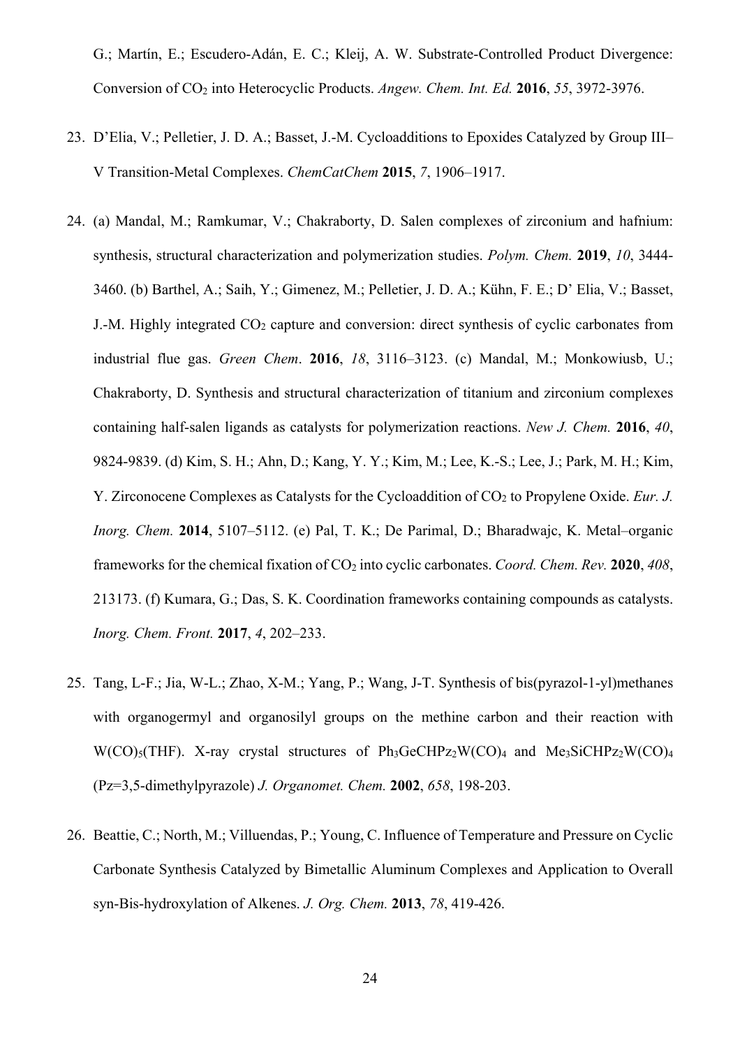G.; Martín, E.; Escudero-Adán, E. C.; Kleij, A. W. Substrate-Controlled Product Divergence: Conversion of $CO_2$ into Heterocyclic Products. *Angew. Chem. Int. Ed.* **2016**, *55*, 3972-3976.

23. D'Elia, V.; Pelletier, J. D. A.; Basset, J.-M. Cycloadditions to Epoxides Catalyzed by Group III–V Transition-Metal Complexes. *ChemCatChem* **2015**, *7*, 1906–1917.

24. (a) Mandal, M.; Ramkumar, V.; Chakraborty, D. Salen complexes of zirconium and hafnium: synthesis, structural characterization and polymerization studies. *Polym. Chem.* **2019**, *10*, 3444-3460. (b) Barthel, A.; Saih, Y.; Gimenez, M.; Pelletier, J. D. A.; Kühn, F. E.; D' Elia, V.; Basset, J.-M. Highly integrated $CO_2$ capture and conversion: direct synthesis of cyclic carbonates from industrial flue gas. *Green Chem*. **2016**, *18*, 3116–3123. (c) Mandal, M.; Monkowiusb, U.; Chakraborty, D. Synthesis and structural characterization of titanium and zirconium complexes containing half-salen ligands as catalysts for polymerization reactions. *New J. Chem.* **2016**, *40*, 9824-9839. (d) Kim, S. H.; Ahn, D.; Kang, Y. Y.; Kim, M.; Lee, K.-S.; Lee, J.; Park, M. H.; Kim, Y. Zirconocene Complexes as Catalysts for the Cycloaddition of $CO_2$ to Propylene Oxide. *Eur. J. Inorg. Chem.* **2014**, 5107–5112. (e) Pal, T. K.; De Parimal, D.; Bharadwajc, K. Metal–organic frameworks for the chemical fixation of $CO_2$ into cyclic carbonates. *Coord. Chem. Rev.* **2020**, *408*, 213173. (f) Kumara, G.; Das, S. K. Coordination frameworks containing compounds as catalysts. *Inorg. Chem. Front.* **2017**, *4*, 202–233.

25. Tang, L-F.; Jia, W-L.; Zhao, X-M.; Yang, P.; Wang, J-T. Synthesis of bis(pyrazol-1-yl)methanes with organogermyl and organosilyl groups on the methine carbon and their reaction with $W(CO)_5(THF)$. X-ray crystal structures of $Ph_3GeCHPz_2W(CO)_4$ and $Me_3SiCHPz_2W(CO)_4$ (Pz=3,5-dimethylpyrazole) *J. Organomet. Chem.* **2002**, *658*, 198-203.

26. Beattie, C.; North, M.; Villuendas, P.; Young, C. Influence of Temperature and Pressure on Cyclic Carbonate Synthesis Catalyzed by Bimetallic Aluminum Complexes and Application to Overall syn-Bis-hydroxylation of Alkenes. *J. Org. Chem.* **2013**, *78*, 419-426.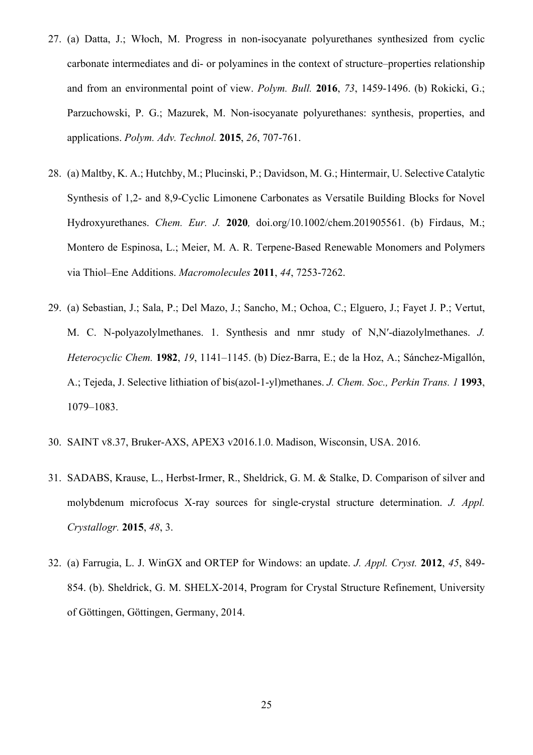27. (a) Datta, J.; Włoch, M. Progress in non-isocyanate polyurethanes synthesized from cyclic carbonate intermediates and di- or polyamines in the context of structure–properties relationship and from an environmental point of view. *Polym. Bull.* **2016**, *73*, 1459-1496. (b) Rokicki, G.; Parzuchowski, P. G.; Mazurek, M. Non-isocyanate polyurethanes: synthesis, properties, and applications. *Polym. Adv. Technol.* **2015**, *26*, 707-761.

28. (a) Maltby, K. A.; Hutchby, M.; Plucinski, P.; Davidson, M. G.; Hintermair, U. Selective Catalytic Synthesis of 1,2- and 8,9-Cyclic Limonene Carbonates as Versatile Building Blocks for Novel Hydroxyurethanes. *Chem. Eur. J.* **2020**, doi.org/10.1002/chem.201905561. (b) Firdaus, M.; Montero de Espinosa, L.; Meier, M. A. R. Terpene-Based Renewable Monomers and Polymers via Thiol–Ene Additions. *Macromolecules* **2011**, *44*, 7253-7262.

29. (a) Sebastian, J.; Sala, P.; Del Mazo, J.; Sancho, M.; Ochoa, C.; Elguero, J.; Fayet J. P.; Vertut, M. C. N-polyazolylmethanes. 1. Synthesis and nmr study of N,N′-diazolylmethanes. *J. Heterocyclic Chem.* **1982**, *19*, 1141–1145. (b) Díez-Barra, E.; de la Hoz, A.; Sánchez-Migallón, A.; Tejeda, J. Selective lithiation of bis(azol-1-yl)methanes. *J. Chem. Soc., Perkin Trans. 1* **1993**, 1079–1083.

30. SAINT v8.37, Bruker-AXS, APEX3 v2016.1.0. Madison, Wisconsin, USA. 2016.

31. SADABS, Krause, L., Herbst-Irmer, R., Sheldrick, G. M. & Stalke, D. Comparison of silver and molybdenum microfocus X-ray sources for single-crystal structure determination. *J. Appl. Crystallogr.* **2015**, *48*, 3.

32. (a) Farrugia, L. J. WinGX and ORTEP for Windows: an update. *J. Appl. Cryst.* **2012**, *45*, 849-854. (b). Sheldrick, G. M. SHELX-2014, Program for Crystal Structure Refinement, University of Göttingen, Göttingen, Germany, 2014.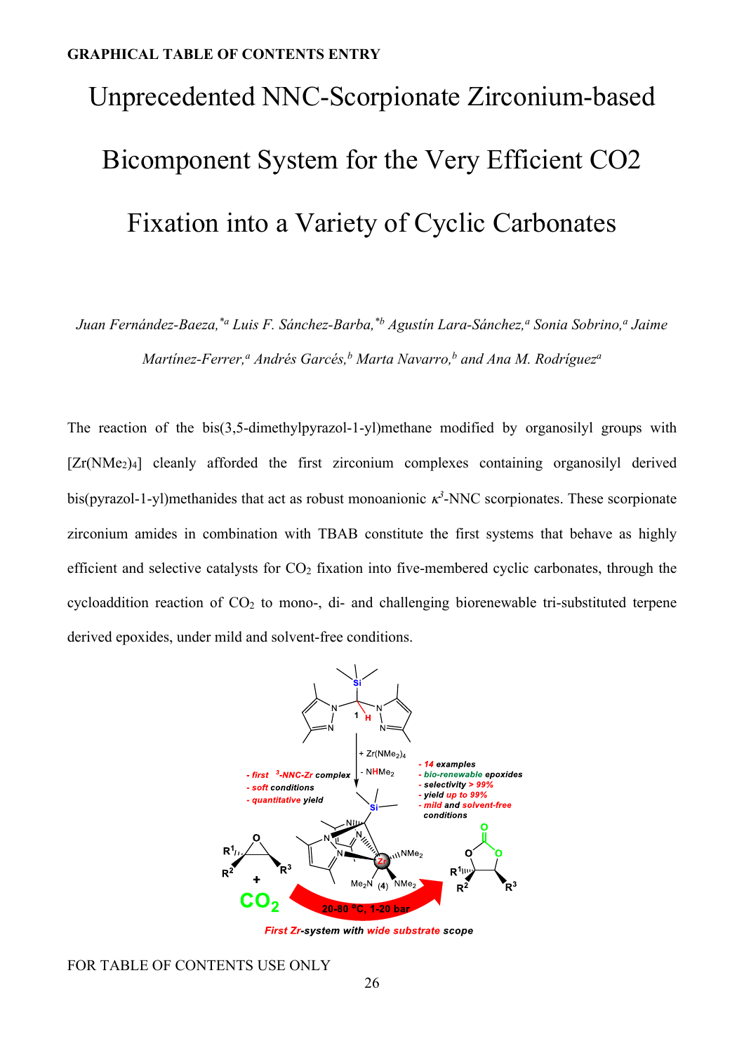GRAPHICAL TABLE OF CONTENTS ENTRY

# Unprecedented NNC-Scorpionate Zirconium-based Bicomponent System for the Very Efficient CO2 Fixation into a Variety of Cyclic Carbonates

*Juan Fernández-Baeza,\*[a] Luis F. Sánchez-Barba,\*[b] Agustín Lara-Sánchez,[a] Sonia Sobrino,[a] Jaime Martínez-Ferrer,[a] Andrés Garcés,[b] Marta Navarro,[b] and Ana M. Rodríguez[a]*

The reaction of the bis(3,5-dimethylpyrazol-1-yl)methane modified by organosilyl groups with $[Zr(NMe_2)_4]$ cleanly afforded the first zirconium complexes containing organosilyl derived bis(pyrazol-1-yl)methanides that act as robust monoanionic $\kappa^3$-NNC scorpionates. These scorpionate zirconium amides in combination with TBAB constitute the first systems that behave as highly efficient and selective catalysts for $CO_2$ fixation into five-membered cyclic carbonates, through the cycloaddition reaction of $CO_2$ to mono-, di- and challenging biorenewable tri-substituted terpene derived epoxides, under mild and solvent-free conditions.

1

+ $Zr(NMe_2)_4$

- $NHMe_2$

- *first* $\kappa^3$*-NNC-Zr complex*
- *soft conditions*
- *quantitative yield*

- *14 examples*
- *bio-renewable epoxides*
- *selectivity > 99%*
- *yield up to 99%*
- *mild and solvent-free conditions*

(4)

$CO_2$

20-80 °C, 1-20 bar

*First Zr-system with wide substrate scope*

FOR TABLE OF CONTENTS USE ONLY